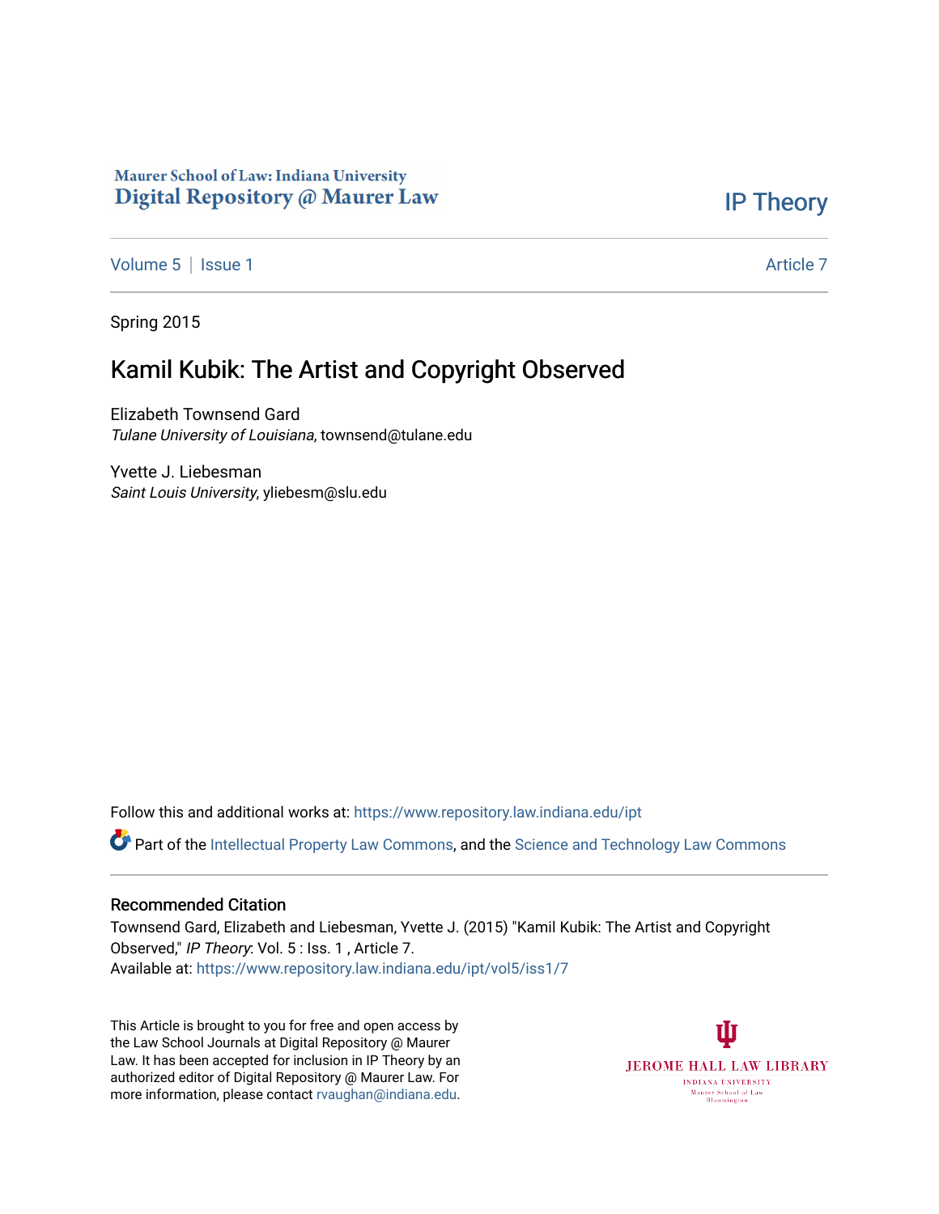Maurer School of Law: Indiana University
Digital Repository @ Maurer Law

IP Theory

Volume 5 | Issue 1 — Article 7

Spring 2015

# Kamil Kubik: The Artist and Copyright Observed

Elizabeth Townsend Gard
*Tulane University of Louisiana*, townsend@tulane.edu

Yvette J. Liebesman
*Saint Louis University*, yliebesm@slu.edu

Follow this and additional works at: https://www.repository.law.indiana.edu/ipt

Part of the Intellectual Property Law Commons, and the Science and Technology Law Commons

## Recommended Citation

Townsend Gard, Elizabeth and Liebesman, Yvette J. (2015) "Kamil Kubik: The Artist and Copyright Observed," *IP Theory*: Vol. 5 : Iss. 1 , Article 7.
Available at: https://www.repository.law.indiana.edu/ipt/vol5/iss1/7

This Article is brought to you for free and open access by the Law School Journals at Digital Repository @ Maurer Law. It has been accepted for inclusion in IP Theory by an authorized editor of Digital Repository @ Maurer Law. For more information, please contact rvaughan@indiana.edu.

JEROME HALL LAW LIBRARY
INDIANA UNIVERSITY
Maurer School of Law
Bloomington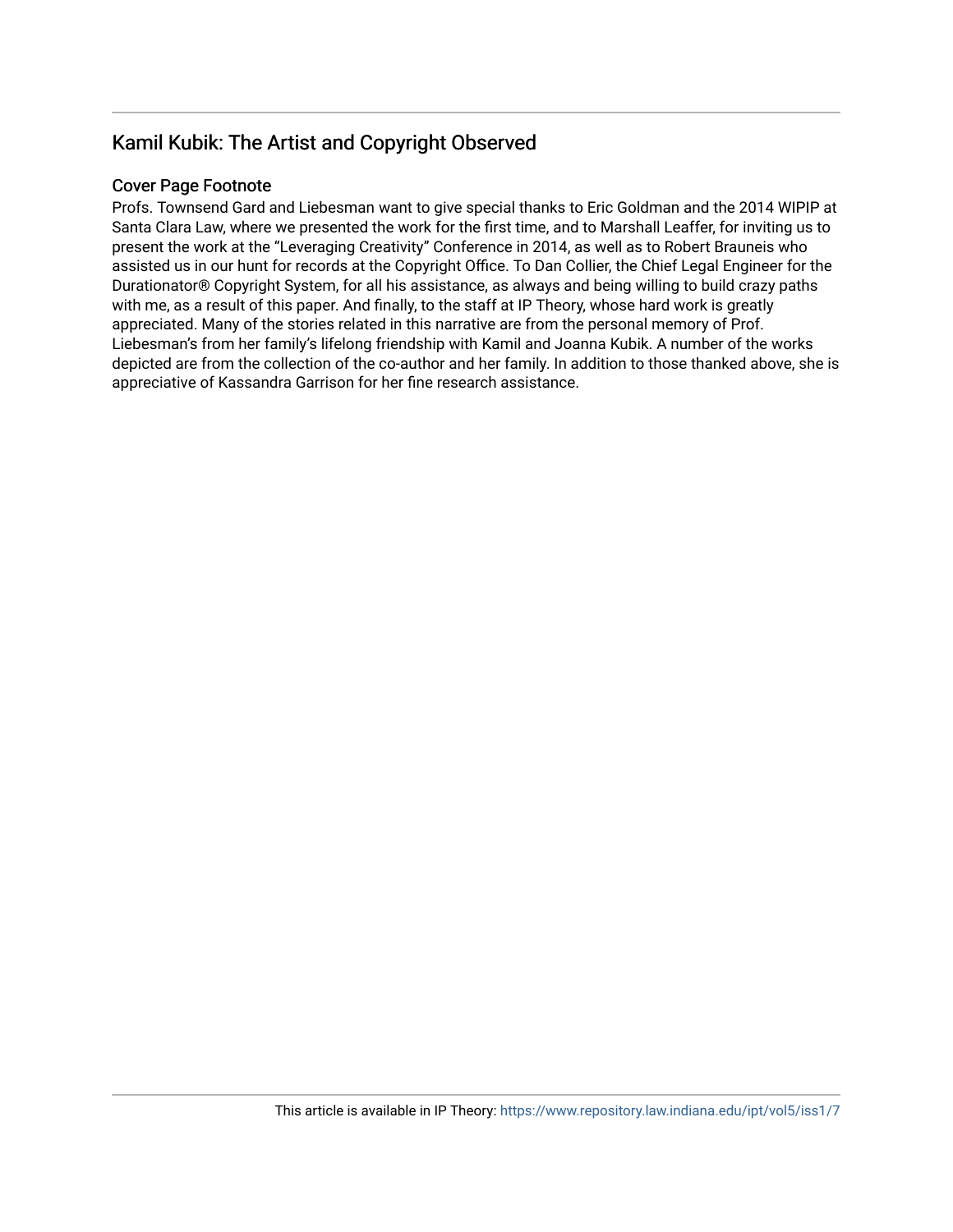## Kamil Kubik: The Artist and Copyright Observed

### Cover Page Footnote

Profs. Townsend Gard and Liebesman want to give special thanks to Eric Goldman and the 2014 WIPIP at Santa Clara Law, where we presented the work for the first time, and to Marshall Leaffer, for inviting us to present the work at the "Leveraging Creativity" Conference in 2014, as well as to Robert Brauneis who assisted us in our hunt for records at the Copyright Office. To Dan Collier, the Chief Legal Engineer for the Durationator® Copyright System, for all his assistance, as always and being willing to build crazy paths with me, as a result of this paper. And finally, to the staff at IP Theory, whose hard work is greatly appreciated. Many of the stories related in this narrative are from the personal memory of Prof. Liebesman's from her family's lifelong friendship with Kamil and Joanna Kubik. A number of the works depicted are from the collection of the co-author and her family. In addition to those thanked above, she is appreciative of Kassandra Garrison for her fine research assistance.

This article is available in IP Theory: https://www.repository.law.indiana.edu/ipt/vol5/iss1/7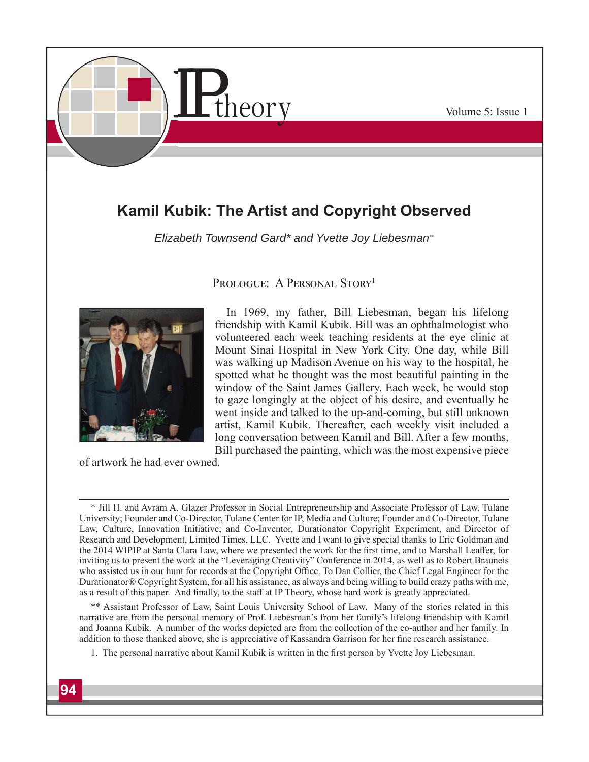# Kamil Kubik: The Artist and Copyright Observed

*Elizabeth Townsend Gard\* and Yvette Joy Liebesman\*\**

## Prologue: A Personal Story[1]

In 1969, my father, Bill Liebesman, began his lifelong friendship with Kamil Kubik. Bill was an ophthalmologist who volunteered each week teaching residents at the eye clinic at Mount Sinai Hospital in New York City. One day, while Bill was walking up Madison Avenue on his way to the hospital, he spotted what he thought was the most beautiful painting in the window of the Saint James Gallery. Each week, he would stop to gaze longingly at the object of his desire, and eventually he went inside and talked to the up-and-coming, but still unknown artist, Kamil Kubik. Thereafter, each weekly visit included a long conversation between Kamil and Bill. After a few months, Bill purchased the painting, which was the most expensive piece of artwork he had ever owned.

---

\* Jill H. and Avram A. Glazer Professor in Social Entrepreneurship and Associate Professor of Law, Tulane University; Founder and Co-Director, Tulane Center for IP, Media and Culture; Founder and Co-Director, Tulane Law, Culture, Innovation Initiative; and Co-Inventor, Durationator Copyright Experiment, and Director of Research and Development, Limited Times, LLC. Yvette and I want to give special thanks to Eric Goldman and the 2014 WIPIP at Santa Clara Law, where we presented the work for the first time, and to Marshall Leaffer, for inviting us to present the work at the "Leveraging Creativity" Conference in 2014, as well as to Robert Brauneis who assisted us in our hunt for records at the Copyright Office. To Dan Collier, the Chief Legal Engineer for the Durationator® Copyright System, for all his assistance, as always and being willing to build crazy paths with me, as a result of this paper. And finally, to the staff at IP Theory, whose hard work is greatly appreciated.

\*\* Assistant Professor of Law, Saint Louis University School of Law. Many of the stories related in this narrative are from the personal memory of Prof. Liebesman's from her family's lifelong friendship with Kamil and Joanna Kubik. A number of the works depicted are from the collection of the co-author and her family. In addition to those thanked above, she is appreciative of Kassandra Garrison for her fine research assistance.

1. The personal narrative about Kamil Kubik is written in the first person by Yvette Joy Liebesman.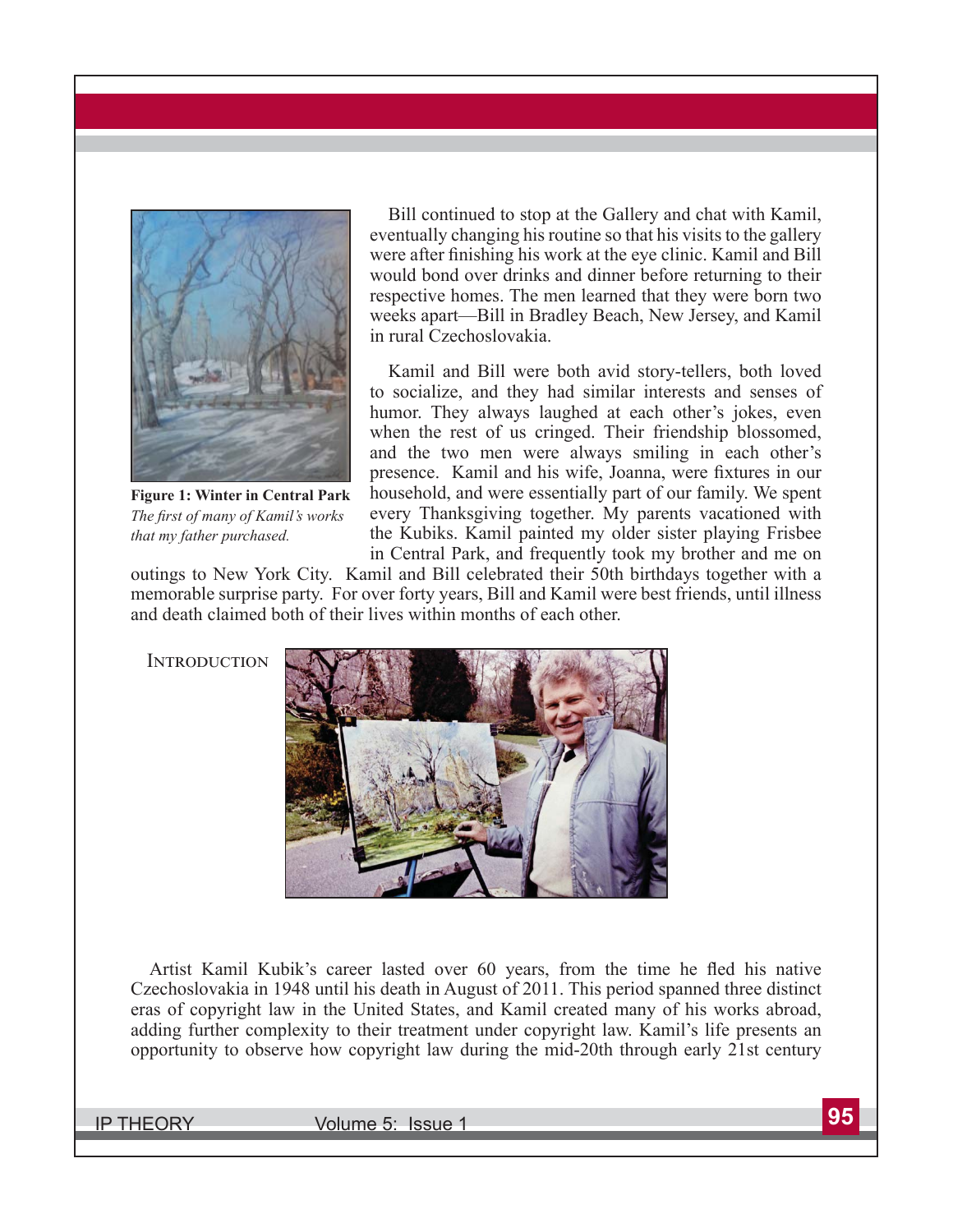Bill continued to stop at the Gallery and chat with Kamil, eventually changing his routine so that his visits to the gallery were after finishing his work at the eye clinic. Kamil and Bill would bond over drinks and dinner before returning to their respective homes. The men learned that they were born two weeks apart—Bill in Bradley Beach, New Jersey, and Kamil in rural Czechoslovakia.

**Figure 1: Winter in Central Park**
*The first of many of Kamil's works that my father purchased.*

Kamil and Bill were both avid story-tellers, both loved to socialize, and they had similar interests and senses of humor. They always laughed at each other's jokes, even when the rest of us cringed. Their friendship blossomed, and the two men were always smiling in each other's presence. Kamil and his wife, Joanna, were fixtures in our household, and were essentially part of our family. We spent every Thanksgiving together. My parents vacationed with the Kubiks. Kamil painted my older sister playing Frisbee in Central Park, and frequently took my brother and me on outings to New York City. Kamil and Bill celebrated their 50th birthdays together with a memorable surprise party. For over forty years, Bill and Kamil were best friends, until illness and death claimed both of their lives within months of each other.

## Introduction

Artist Kamil Kubik's career lasted over 60 years, from the time he fled his native Czechoslovakia in 1948 until his death in August of 2011. This period spanned three distinct eras of copyright law in the United States, and Kamil created many of his works abroad, adding further complexity to their treatment under copyright law. Kamil's life presents an opportunity to observe how copyright law during the mid-20th through early 21st century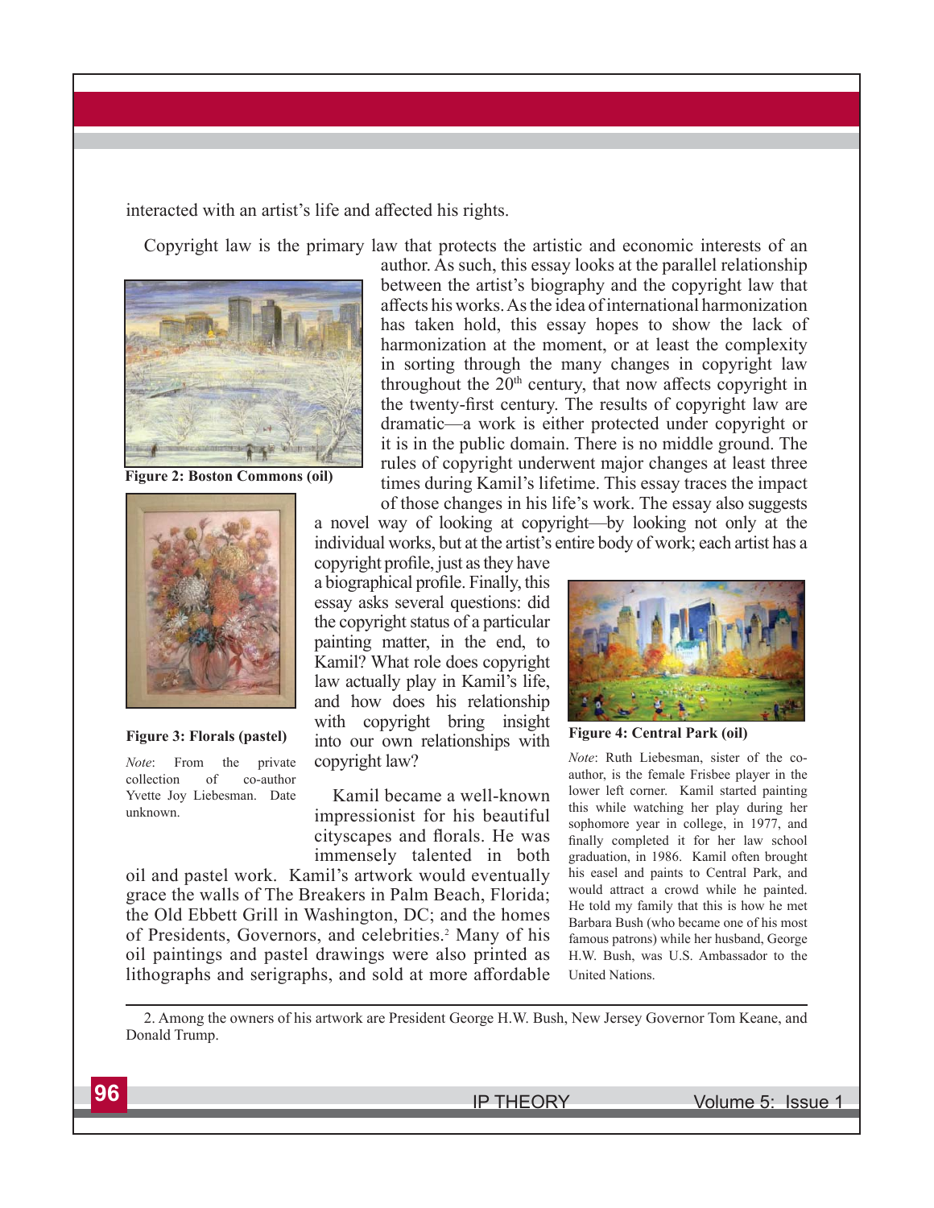interacted with an artist's life and affected his rights.

Copyright law is the primary law that protects the artistic and economic interests of an author. As such, this essay looks at the parallel relationship between the artist's biography and the copyright law that affects his works. As the idea of international harmonization has taken hold, this essay hopes to show the lack of harmonization at the moment, or at least the complexity in sorting through the many changes in copyright law throughout the 20th century, that now affects copyright in the twenty-first century. The results of copyright law are dramatic—a work is either protected under copyright or it is in the public domain. There is no middle ground. The rules of copyright underwent major changes at least three times during Kamil's lifetime. This essay traces the impact of those changes in his life's work. The essay also suggests a novel way of looking at copyright—by looking not only at the individual works, but at the artist's entire body of work; each artist has a copyright profile, just as they have a biographical profile. Finally, this essay asks several questions: did the copyright status of a particular painting matter, in the end, to Kamil? What role does copyright law actually play in Kamil's life, and how does his relationship with copyright bring insight into our own relationships with copyright law?

**Figure 2: Boston Commons (oil)**

**Figure 3: Florals (pastel)**

*Note*: From the private collection of co-author Yvette Joy Liebesman. Date unknown.

**Figure 4: Central Park (oil)**

*Note*: Ruth Liebesman, sister of the co-author, is the female Frisbee player in the lower left corner. Kamil started painting this while watching her play during her sophomore year in college, in 1977, and finally completed it for her law school graduation, in 1986. Kamil often brought his easel and paints to Central Park, and would attract a crowd while he painted. He told my family that this is how he met Barbara Bush (who became one of his most famous patrons) while her husband, George H.W. Bush, was U.S. Ambassador to the United Nations.

Kamil became a well-known impressionist for his beautiful cityscapes and florals. He was immensely talented in both oil and pastel work. Kamil's artwork would eventually grace the walls of The Breakers in Palm Beach, Florida; the Old Ebbett Grill in Washington, DC; and the homes of Presidents, Governors, and celebrities.[2] Many of his oil paintings and pastel drawings were also printed as lithographs and serigraphs, and sold at more affordable

2. Among the owners of his artwork are President George H.W. Bush, New Jersey Governor Tom Keane, and Donald Trump.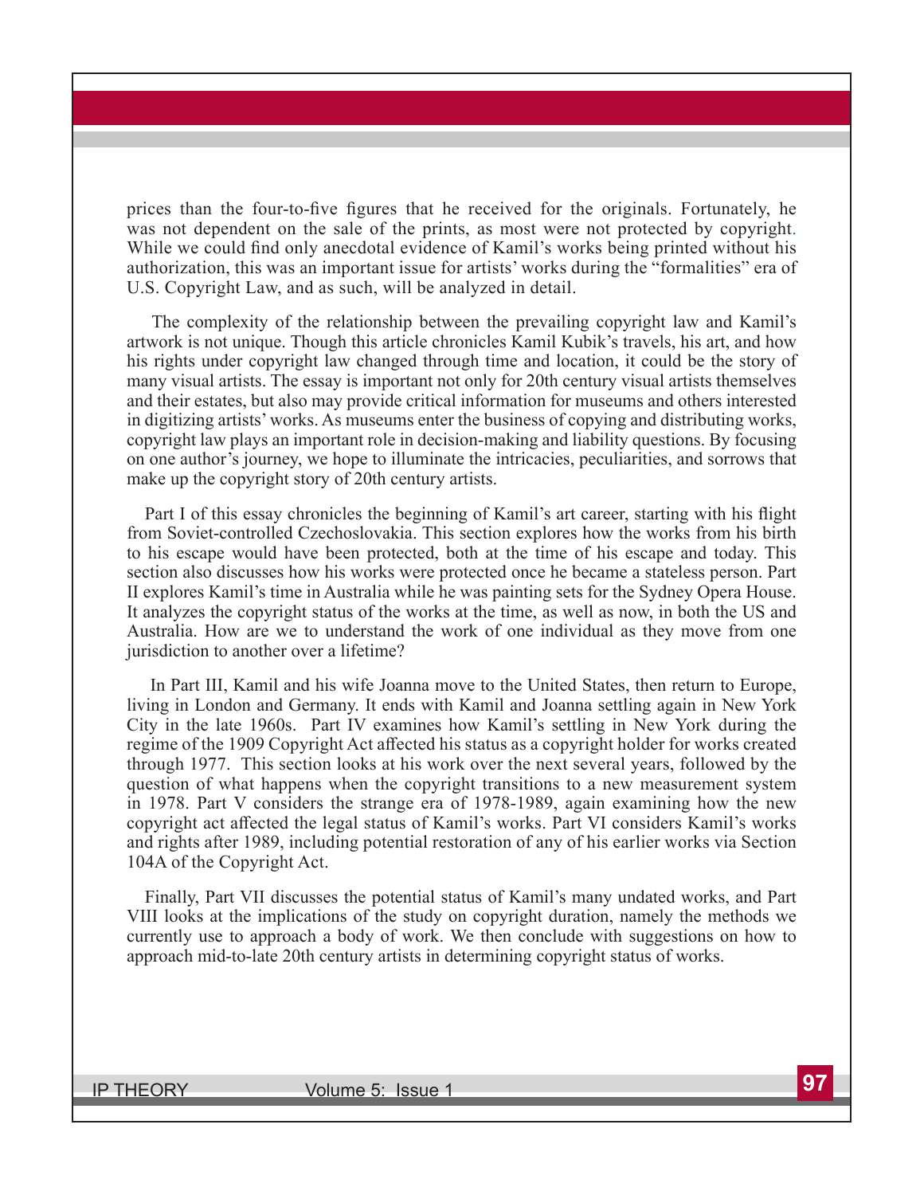prices than the four-to-five figures that he received for the originals. Fortunately, he was not dependent on the sale of the prints, as most were not protected by copyright. While we could find only anecdotal evidence of Kamil's works being printed without his authorization, this was an important issue for artists' works during the "formalities" era of U.S. Copyright Law, and as such, will be analyzed in detail.

The complexity of the relationship between the prevailing copyright law and Kamil's artwork is not unique. Though this article chronicles Kamil Kubik's travels, his art, and how his rights under copyright law changed through time and location, it could be the story of many visual artists. The essay is important not only for 20th century visual artists themselves and their estates, but also may provide critical information for museums and others interested in digitizing artists' works. As museums enter the business of copying and distributing works, copyright law plays an important role in decision-making and liability questions. By focusing on one author's journey, we hope to illuminate the intricacies, peculiarities, and sorrows that make up the copyright story of 20th century artists.

Part I of this essay chronicles the beginning of Kamil's art career, starting with his flight from Soviet-controlled Czechoslovakia. This section explores how the works from his birth to his escape would have been protected, both at the time of his escape and today. This section also discusses how his works were protected once he became a stateless person. Part II explores Kamil's time in Australia while he was painting sets for the Sydney Opera House. It analyzes the copyright status of the works at the time, as well as now, in both the US and Australia. How are we to understand the work of one individual as they move from one jurisdiction to another over a lifetime?

In Part III, Kamil and his wife Joanna move to the United States, then return to Europe, living in London and Germany. It ends with Kamil and Joanna settling again in New York City in the late 1960s. Part IV examines how Kamil's settling in New York during the regime of the 1909 Copyright Act affected his status as a copyright holder for works created through 1977. This section looks at his work over the next several years, followed by the question of what happens when the copyright transitions to a new measurement system in 1978. Part V considers the strange era of 1978-1989, again examining how the new copyright act affected the legal status of Kamil's works. Part VI considers Kamil's works and rights after 1989, including potential restoration of any of his earlier works via Section 104A of the Copyright Act.

Finally, Part VII discusses the potential status of Kamil's many undated works, and Part VIII looks at the implications of the study on copyright duration, namely the methods we currently use to approach a body of work. We then conclude with suggestions on how to approach mid-to-late 20th century artists in determining copyright status of works.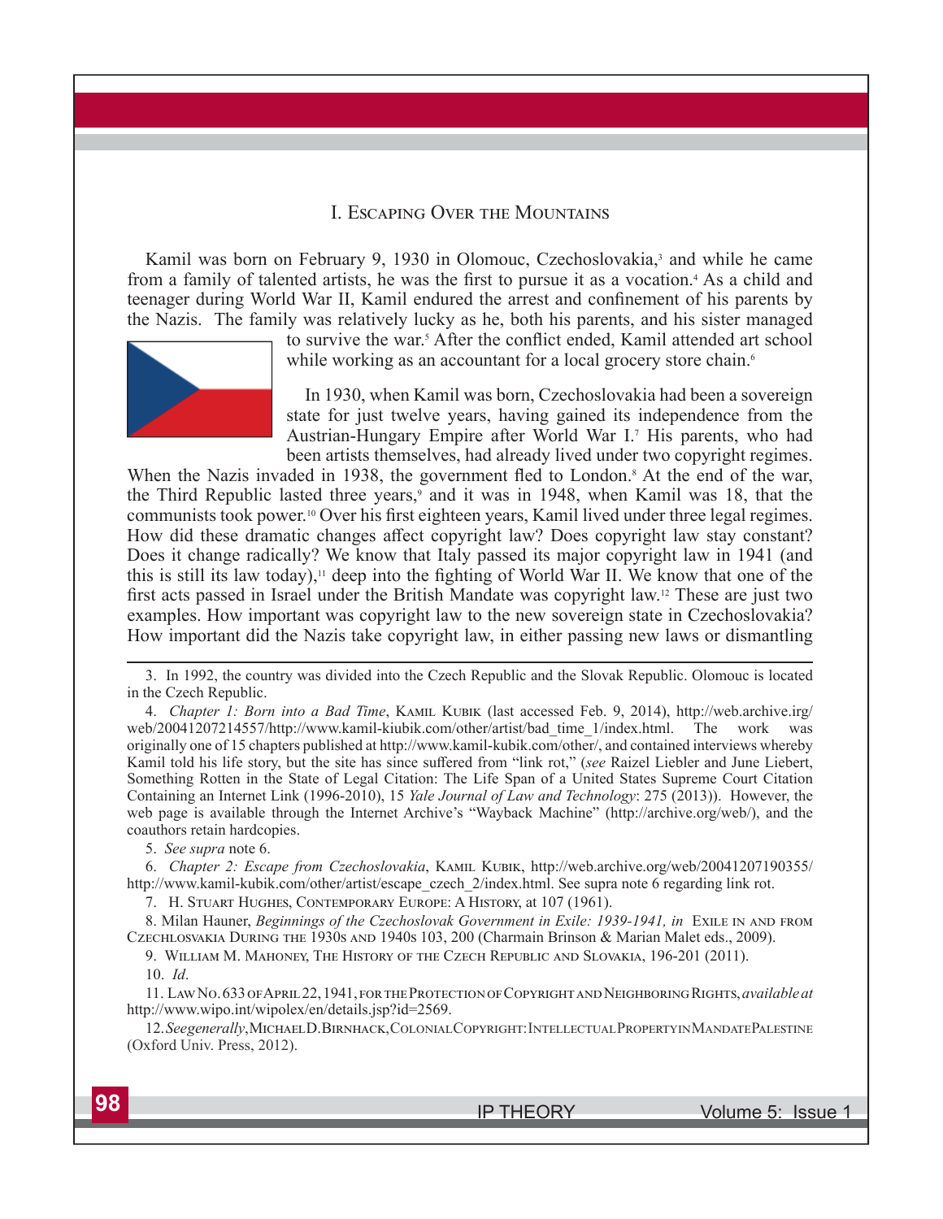## I. Escaping Over the Mountains

Kamil was born on February 9, 1930 in Olomouc, Czechoslovakia,[3] and while he came from a family of talented artists, he was the first to pursue it as a vocation.[4] As a child and teenager during World War II, Kamil endured the arrest and confinement of his parents by the Nazis. The family was relatively lucky as he, both his parents, and his sister managed to survive the war.[5] After the conflict ended, Kamil attended art school while working as an accountant for a local grocery store chain.[6]

In 1930, when Kamil was born, Czechoslovakia had been a sovereign state for just twelve years, having gained its independence from the Austrian-Hungary Empire after World War I.[7] His parents, who had been artists themselves, had already lived under two copyright regimes. When the Nazis invaded in 1938, the government fled to London.[8] At the end of the war, the Third Republic lasted three years,[9] and it was in 1948, when Kamil was 18, that the communists took power.[10] Over his first eighteen years, Kamil lived under three legal regimes. How did these dramatic changes affect copyright law? Does copyright law stay constant? Does it change radically? We know that Italy passed its major copyright law in 1941 (and this is still its law today),[11] deep into the fighting of World War II. We know that one of the first acts passed in Israel under the British Mandate was copyright law.[12] These are just two examples. How important was copyright law to the new sovereign state in Czechoslovakia? How important did the Nazis take copyright law, in either passing new laws or dismantling

---

3. In 1992, the country was divided into the Czech Republic and the Slovak Republic. Olomouc is located in the Czech Republic.

4. *Chapter 1: Born into a Bad Time*, Kamil Kubik (last accessed Feb. 9, 2014), http://web.archive.irg/web/20041207214557/http://www.kamil-kiubik.com/other/artist/bad_time_1/index.html. The work was originally one of 15 chapters published at http://www.kamil-kubik.com/other/, and contained interviews whereby Kamil told his life story, but the site has since suffered from "link rot," (*see* Raizel Liebler and June Liebert, Something Rotten in the State of Legal Citation: The Life Span of a United States Supreme Court Citation Containing an Internet Link (1996-2010), 15 *Yale Journal of Law and Technology*: 275 (2013)). However, the web page is available through the Internet Archive's "Wayback Machine" (http://archive.org/web/), and the coauthors retain hardcopies.

5. *See supra* note 6.

6. *Chapter 2: Escape from Czechoslovakia*, Kamil Kubik, http://web.archive.org/web/20041207190355/http://www.kamil-kubik.com/other/artist/escape_czech_2/index.html. See supra note 6 regarding link rot.

7. H. Stuart Hughes, Contemporary Europe: A History, at 107 (1961).

8. Milan Hauner, *Beginnings of the Czechoslovak Government in Exile: 1939-1941, in* Exile in and from Czechlosvakia During the 1930s and 1940s 103, 200 (Charmain Brinson & Marian Malet eds., 2009).

9. William M. Mahoney, The History of the Czech Republic and Slovakia, 196-201 (2011).

10. *Id*.

11. Law No. 633 of April 22, 1941, for the Protection of Copyright and Neighboring Rights, *available at* http://www.wipo.int/wipolex/en/details.jsp?id=2569.

12. *See generally*, Michael D. Birnhack, Colonial Copyright: Intellectual Property in Mandate Palestine (Oxford Univ. Press, 2012).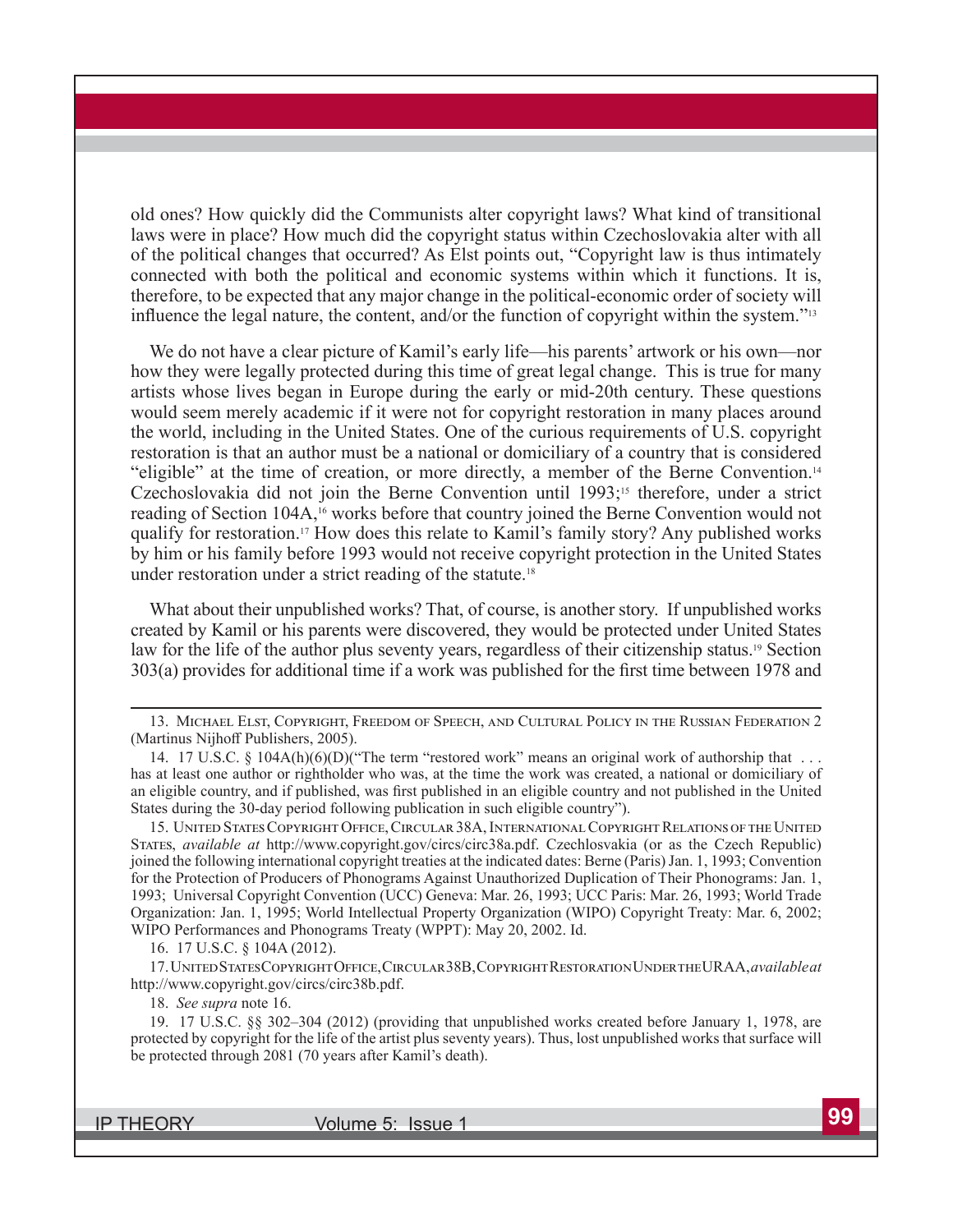old ones? How quickly did the Communists alter copyright laws? What kind of transitional laws were in place? How much did the copyright status within Czechoslovakia alter with all of the political changes that occurred? As Elst points out, "Copyright law is thus intimately connected with both the political and economic systems within which it functions. It is, therefore, to be expected that any major change in the political-economic order of society will influence the legal nature, the content, and/or the function of copyright within the system."[13]

We do not have a clear picture of Kamil's early life—his parents' artwork or his own—nor how they were legally protected during this time of great legal change. This is true for many artists whose lives began in Europe during the early or mid-20th century. These questions would seem merely academic if it were not for copyright restoration in many places around the world, including in the United States. One of the curious requirements of U.S. copyright restoration is that an author must be a national or domiciliary of a country that is considered "eligible" at the time of creation, or more directly, a member of the Berne Convention.[14] Czechoslovakia did not join the Berne Convention until 1993;[15] therefore, under a strict reading of Section 104A,[16] works before that country joined the Berne Convention would not qualify for restoration.[17] How does this relate to Kamil's family story? Any published works by him or his family before 1993 would not receive copyright protection in the United States under restoration under a strict reading of the statute.[18]

What about their unpublished works? That, of course, is another story. If unpublished works created by Kamil or his parents were discovered, they would be protected under United States law for the life of the author plus seventy years, regardless of their citizenship status.[19] Section 303(a) provides for additional time if a work was published for the first time between 1978 and

---

13. Michael Elst, Copyright, Freedom of Speech, and Cultural Policy in the Russian Federation 2 (Martinus Nijhoff Publishers, 2005).

14. 17 U.S.C. § 104A(h)(6)(D)("The term "restored work" means an original work of authorship that . . . has at least one author or rightholder who was, at the time the work was created, a national or domiciliary of an eligible country, and if published, was first published in an eligible country and not published in the United States during the 30-day period following publication in such eligible country").

15. United States Copyright Office, Circular 38A, International Copyright Relations of the United States, *available at* http://www.copyright.gov/circs/circ38a.pdf. Czechlosvakia (or as the Czech Republic) joined the following international copyright treaties at the indicated dates: Berne (Paris) Jan. 1, 1993; Convention for the Protection of Producers of Phonograms Against Unauthorized Duplication of Their Phonograms: Jan. 1, 1993; Universal Copyright Convention (UCC) Geneva: Mar. 26, 1993; UCC Paris: Mar. 26, 1993; World Trade Organization: Jan. 1, 1995; World Intellectual Property Organization (WIPO) Copyright Treaty: Mar. 6, 2002; WIPO Performances and Phonograms Treaty (WPPT): May 20, 2002. Id.

16. 17 U.S.C. § 104A (2012).

17. United States Copyright Office, Circular 38B, Copyright Restoration Under the URAA, *available at* http://www.copyright.gov/circs/circ38b.pdf.

18. *See supra* note 16.

19. 17 U.S.C. §§ 302–304 (2012) (providing that unpublished works created before January 1, 1978, are protected by copyright for the life of the artist plus seventy years). Thus, lost unpublished works that surface will be protected through 2081 (70 years after Kamil's death).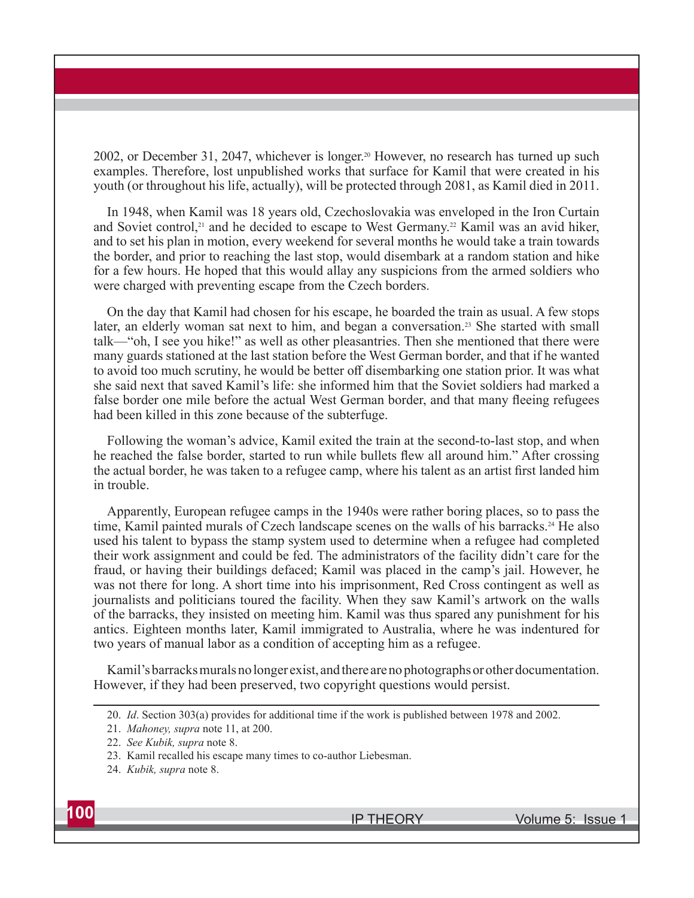2002, or December 31, 2047, whichever is longer.[20] However, no research has turned up such examples. Therefore, lost unpublished works that surface for Kamil that were created in his youth (or throughout his life, actually), will be protected through 2081, as Kamil died in 2011.

In 1948, when Kamil was 18 years old, Czechoslovakia was enveloped in the Iron Curtain and Soviet control,[21] and he decided to escape to West Germany.[22] Kamil was an avid hiker, and to set his plan in motion, every weekend for several months he would take a train towards the border, and prior to reaching the last stop, would disembark at a random station and hike for a few hours. He hoped that this would allay any suspicions from the armed soldiers who were charged with preventing escape from the Czech borders.

On the day that Kamil had chosen for his escape, he boarded the train as usual. A few stops later, an elderly woman sat next to him, and began a conversation.[23] She started with small talk—"oh, I see you hike!" as well as other pleasantries. Then she mentioned that there were many guards stationed at the last station before the West German border, and that if he wanted to avoid too much scrutiny, he would be better off disembarking one station prior. It was what she said next that saved Kamil's life: she informed him that the Soviet soldiers had marked a false border one mile before the actual West German border, and that many fleeing refugees had been killed in this zone because of the subterfuge.

Following the woman's advice, Kamil exited the train at the second-to-last stop, and when he reached the false border, started to run while bullets flew all around him." After crossing the actual border, he was taken to a refugee camp, where his talent as an artist first landed him in trouble.

Apparently, European refugee camps in the 1940s were rather boring places, so to pass the time, Kamil painted murals of Czech landscape scenes on the walls of his barracks.[24] He also used his talent to bypass the stamp system used to determine when a refugee had completed their work assignment and could be fed. The administrators of the facility didn't care for the fraud, or having their buildings defaced; Kamil was placed in the camp's jail. However, he was not there for long. A short time into his imprisonment, Red Cross contingent as well as journalists and politicians toured the facility. When they saw Kamil's artwork on the walls of the barracks, they insisted on meeting him. Kamil was thus spared any punishment for his antics. Eighteen months later, Kamil immigrated to Australia, where he was indentured for two years of manual labor as a condition of accepting him as a refugee.

Kamil's barracks murals no longer exist, and there are no photographs or other documentation. However, if they had been preserved, two copyright questions would persist.

---

20. *Id*. Section 303(a) provides for additional time if the work is published between 1978 and 2002.

21. *Mahoney, supra* note 11, at 200.

22. *See Kubik, supra* note 8.

23. Kamil recalled his escape many times to co-author Liebesman.

24. *Kubik, supra* note 8.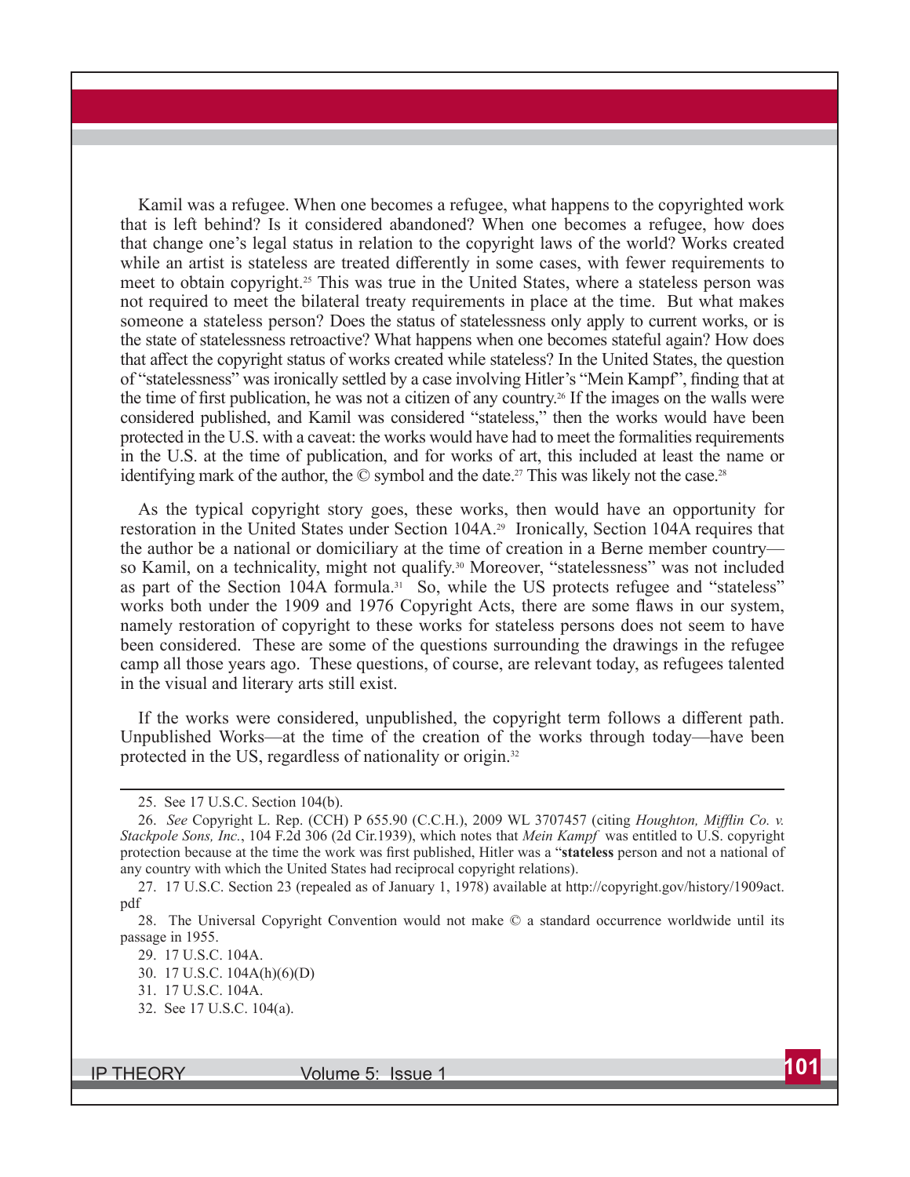Kamil was a refugee. When one becomes a refugee, what happens to the copyrighted work that is left behind? Is it considered abandoned? When one becomes a refugee, how does that change one's legal status in relation to the copyright laws of the world? Works created while an artist is stateless are treated differently in some cases, with fewer requirements to meet to obtain copyright.[25] This was true in the United States, where a stateless person was not required to meet the bilateral treaty requirements in place at the time. But what makes someone a stateless person? Does the status of statelessness only apply to current works, or is the state of statelessness retroactive? What happens when one becomes stateful again? How does that affect the copyright status of works created while stateless? In the United States, the question of "statelessness" was ironically settled by a case involving Hitler's "Mein Kampf", finding that at the time of first publication, he was not a citizen of any country.[26] If the images on the walls were considered published, and Kamil was considered "stateless," then the works would have been protected in the U.S. with a caveat: the works would have had to meet the formalities requirements in the U.S. at the time of publication, and for works of art, this included at least the name or identifying mark of the author, the © symbol and the date.[27] This was likely not the case.[28]

As the typical copyright story goes, these works, then would have an opportunity for restoration in the United States under Section 104A.[29] Ironically, Section 104A requires that the author be a national or domiciliary at the time of creation in a Berne member country—so Kamil, on a technicality, might not qualify.[30] Moreover, "statelessness" was not included as part of the Section 104A formula.[31] So, while the US protects refugee and "stateless" works both under the 1909 and 1976 Copyright Acts, there are some flaws in our system, namely restoration of copyright to these works for stateless persons does not seem to have been considered. These are some of the questions surrounding the drawings in the refugee camp all those years ago. These questions, of course, are relevant today, as refugees talented in the visual and literary arts still exist.

If the works were considered, unpublished, the copyright term follows a different path. Unpublished Works—at the time of the creation of the works through today—have been protected in the US, regardless of nationality or origin.[32]

---

25. See 17 U.S.C. Section 104(b).

26. *See* Copyright L. Rep. (CCH) P 655.90 (C.C.H.), 2009 WL 3707457 (citing *Houghton, Mifflin Co. v. Stackpole Sons, Inc.*, 104 F.2d 306 (2d Cir.1939), which notes that *Mein Kampf* was entitled to U.S. copyright protection because at the time the work was first published, Hitler was a "**stateless** person and not a national of any country with which the United States had reciprocal copyright relations).

27. 17 U.S.C. Section 23 (repealed as of January 1, 1978) available at http://copyright.gov/history/1909act.pdf

28. The Universal Copyright Convention would not make © a standard occurrence worldwide until its passage in 1955.

29. 17 U.S.C. 104A.

30. 17 U.S.C. 104A(h)(6)(D)

31. 17 U.S.C. 104A.

32. See 17 U.S.C. 104(a).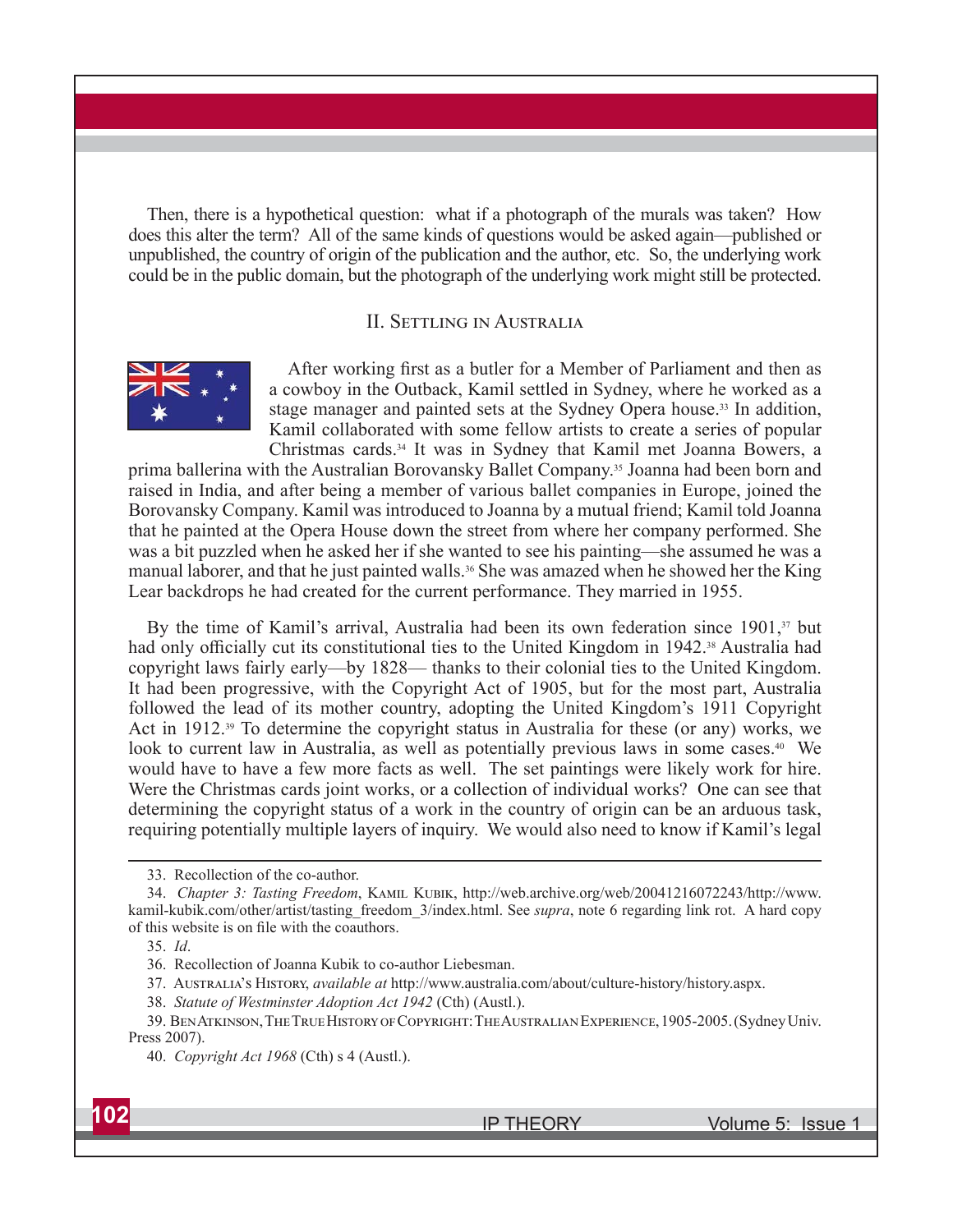Then, there is a hypothetical question: what if a photograph of the murals was taken? How does this alter the term? All of the same kinds of questions would be asked again—published or unpublished, the country of origin of the publication and the author, etc. So, the underlying work could be in the public domain, but the photograph of the underlying work might still be protected.

## II. Settling in Australia

After working first as a butler for a Member of Parliament and then as a cowboy in the Outback, Kamil settled in Sydney, where he worked as a stage manager and painted sets at the Sydney Opera house.[33] In addition, Kamil collaborated with some fellow artists to create a series of popular Christmas cards.[34] It was in Sydney that Kamil met Joanna Bowers, a prima ballerina with the Australian Borovansky Ballet Company.[35] Joanna had been born and raised in India, and after being a member of various ballet companies in Europe, joined the Borovansky Company. Kamil was introduced to Joanna by a mutual friend; Kamil told Joanna that he painted at the Opera House down the street from where her company performed. She was a bit puzzled when he asked her if she wanted to see his painting—she assumed he was a manual laborer, and that he just painted walls.[36] She was amazed when he showed her the King Lear backdrops he had created for the current performance. They married in 1955.

By the time of Kamil's arrival, Australia had been its own federation since 1901,[37] but had only officially cut its constitutional ties to the United Kingdom in 1942.[38] Australia had copyright laws fairly early—by 1828— thanks to their colonial ties to the United Kingdom. It had been progressive, with the Copyright Act of 1905, but for the most part, Australia followed the lead of its mother country, adopting the United Kingdom's 1911 Copyright Act in 1912.[39] To determine the copyright status in Australia for these (or any) works, we look to current law in Australia, as well as potentially previous laws in some cases.[40] We would have to have a few more facts as well. The set paintings were likely work for hire. Were the Christmas cards joint works, or a collection of individual works? One can see that determining the copyright status of a work in the country of origin can be an arduous task, requiring potentially multiple layers of inquiry. We would also need to know if Kamil's legal

---

33. Recollection of the co-author.

34. *Chapter 3: Tasting Freedom*, Kamil Kubik, http://web.archive.org/web/20041216072243/http://www.kamil-kubik.com/other/artist/tasting_freedom_3/index.html. See *supra*, note 6 regarding link rot. A hard copy of this website is on file with the coauthors.

35. *Id*.

36. Recollection of Joanna Kubik to co-author Liebesman.

37. Australia's History, *available at* http://www.australia.com/about/culture-history/history.aspx.

38. *Statute of Westminster Adoption Act 1942* (Cth) (Austl.).

39. Ben Atkinson, The True History of Copyright: The Australian Experience, 1905-2005. (Sydney Univ. Press 2007).

40. *Copyright Act 1968* (Cth) s 4 (Austl.).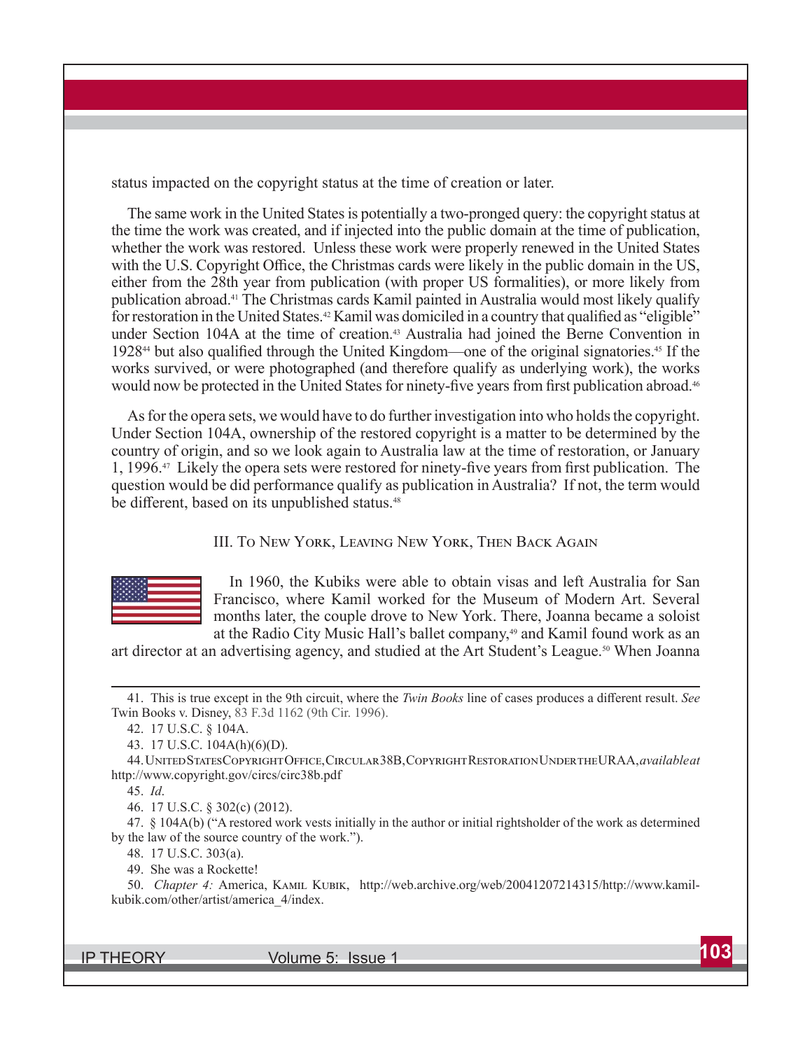status impacted on the copyright status at the time of creation or later.

The same work in the United States is potentially a two-pronged query: the copyright status at the time the work was created, and if injected into the public domain at the time of publication, whether the work was restored. Unless these work were properly renewed in the United States with the U.S. Copyright Office, the Christmas cards were likely in the public domain in the US, either from the 28th year from publication (with proper US formalities), or more likely from publication abroad.[41] The Christmas cards Kamil painted in Australia would most likely qualify for restoration in the United States.[42] Kamil was domiciled in a country that qualified as "eligible" under Section 104A at the time of creation.[43] Australia had joined the Berne Convention in 1928[44] but also qualified through the United Kingdom—one of the original signatories.[45] If the works survived, or were photographed (and therefore qualify as underlying work), the works would now be protected in the United States for ninety-five years from first publication abroad.[46]

As for the opera sets, we would have to do further investigation into who holds the copyright. Under Section 104A, ownership of the restored copyright is a matter to be determined by the country of origin, and so we look again to Australia law at the time of restoration, or January 1, 1996.[47] Likely the opera sets were restored for ninety-five years from first publication. The question would be did performance qualify as publication in Australia? If not, the term would be different, based on its unpublished status.[48]

### III. To New York, Leaving New York, Then Back Again

In 1960, the Kubiks were able to obtain visas and left Australia for San Francisco, where Kamil worked for the Museum of Modern Art. Several months later, the couple drove to New York. There, Joanna became a soloist at the Radio City Music Hall's ballet company,[49] and Kamil found work as an art director at an advertising agency, and studied at the Art Student's League.[50] When Joanna

---

41. This is true except in the 9th circuit, where the *Twin Books* line of cases produces a different result. *See* Twin Books v. Disney, 83 F.3d 1162 (9th Cir. 1996).

42. 17 U.S.C. § 104A.

43. 17 U.S.C. 104A(h)(6)(D).

44. United States Copyright Office, Circular 38B, Copyright Restoration Under the URAA, *available at* http://www.copyright.gov/circs/circ38b.pdf

45. *Id*.

46. 17 U.S.C. § 302(c) (2012).

47. § 104A(b) ("A restored work vests initially in the author or initial rightsholder of the work as determined by the law of the source country of the work.").

48. 17 U.S.C. 303(a).

49. She was a Rockette!

50. *Chapter 4:* America, Kamil Kubik, http://web.archive.org/web/20041207214315/http://www.kamil-kubik.com/other/artist/america_4/index.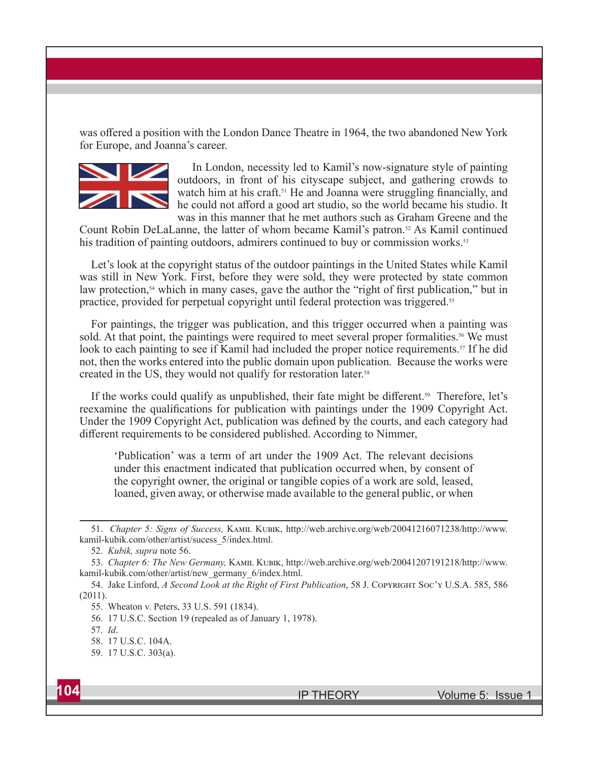was offered a position with the London Dance Theatre in 1964, the two abandoned New York for Europe, and Joanna's career.

In London, necessity led to Kamil's now-signature style of painting outdoors, in front of his cityscape subject, and gathering crowds to watch him at his craft.[51] He and Joanna were struggling financially, and he could not afford a good art studio, so the world became his studio. It was in this manner that he met authors such as Graham Greene and the Count Robin DeLaLanne, the latter of whom became Kamil's patron.[52] As Kamil continued his tradition of painting outdoors, admirers continued to buy or commission works.[53]

Let's look at the copyright status of the outdoor paintings in the United States while Kamil was still in New York. First, before they were sold, they were protected by state common law protection,[54] which in many cases, gave the author the "right of first publication," but in practice, provided for perpetual copyright until federal protection was triggered.[55]

For paintings, the trigger was publication, and this trigger occurred when a painting was sold. At that point, the paintings were required to meet several proper formalities.[56] We must look to each painting to see if Kamil had included the proper notice requirements.[57] If he did not, then the works entered into the public domain upon publication. Because the works were created in the US, they would not qualify for restoration later.[58]

If the works could qualify as unpublished, their fate might be different.[59] Therefore, let's reexamine the qualifications for publication with paintings under the 1909 Copyright Act. Under the 1909 Copyright Act, publication was defined by the courts, and each category had different requirements to be considered published. According to Nimmer,

> 'Publication' was a term of art under the 1909 Act. The relevant decisions under this enactment indicated that publication occurred when, by consent of the copyright owner, the original or tangible copies of a work are sold, leased, loaned, given away, or otherwise made available to the general public, or when

---

51. *Chapter 5: Signs of Success,* Kamil Kubik, http://web.archive.org/web/20041216071238/http://www.kamil-kubik.com/other/artist/sucess_5/index.html.

52. *Kubik, supra* note 56.

53. *Chapter 6: The New Germany,* Kamil Kubik, http://web.archive.org/web/20041207191218/http://www.kamil-kubik.com/other/artist/new_germany_6/index.html.

54. Jake Linford, *A Second Look at the Right of First Publication*, 58 J. Copyright Soc'y U.S.A. 585, 586 (2011).

55. Wheaton v. Peters, 33 U.S. 591 (1834).

56. 17 U.S.C. Section 19 (repealed as of January 1, 1978).

57. *Id*.

58. 17 U.S.C. 104A.

59. 17 U.S.C. 303(a).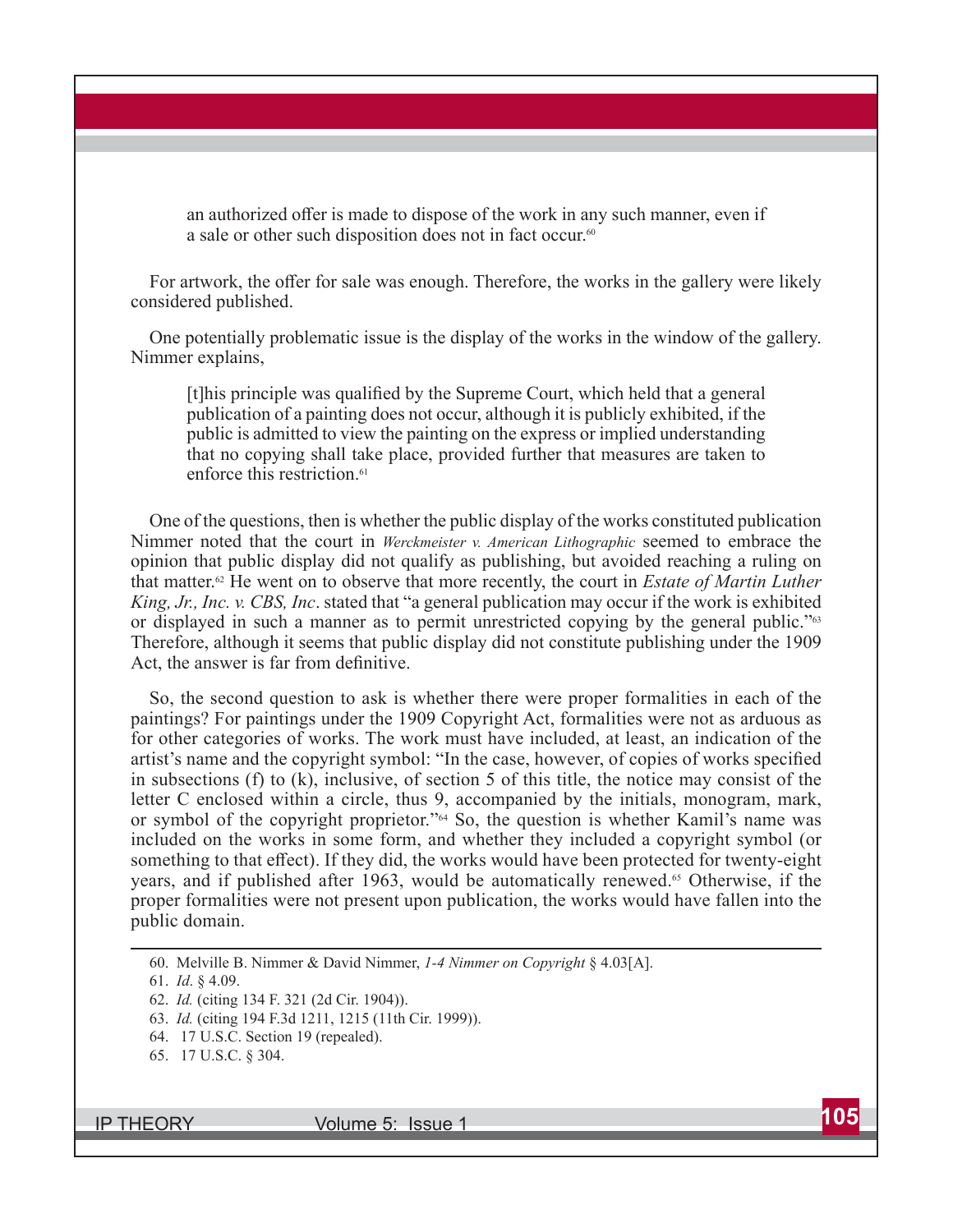> an authorized offer is made to dispose of the work in any such manner, even if a sale or other such disposition does not in fact occur.[60]

For artwork, the offer for sale was enough. Therefore, the works in the gallery were likely considered published.

One potentially problematic issue is the display of the works in the window of the gallery. Nimmer explains,

> [t]his principle was qualified by the Supreme Court, which held that a general publication of a painting does not occur, although it is publicly exhibited, if the public is admitted to view the painting on the express or implied understanding that no copying shall take place, provided further that measures are taken to enforce this restriction.[61]

One of the questions, then is whether the public display of the works constituted publication Nimmer noted that the court in *Werckmeister v. American Lithographic* seemed to embrace the opinion that public display did not qualify as publishing, but avoided reaching a ruling on that matter.[62] He went on to observe that more recently, the court in *Estate of Martin Luther King, Jr., Inc. v. CBS, Inc*. stated that "a general publication may occur if the work is exhibited or displayed in such a manner as to permit unrestricted copying by the general public."[63] Therefore, although it seems that public display did not constitute publishing under the 1909 Act, the answer is far from definitive.

So, the second question to ask is whether there were proper formalities in each of the paintings? For paintings under the 1909 Copyright Act, formalities were not as arduous as for other categories of works. The work must have included, at least, an indication of the artist's name and the copyright symbol: "In the case, however, of copies of works specified in subsections (f) to (k), inclusive, of section 5 of this title, the notice may consist of the letter C enclosed within a circle, thus 9, accompanied by the initials, monogram, mark, or symbol of the copyright proprietor."[64] So, the question is whether Kamil's name was included on the works in some form, and whether they included a copyright symbol (or something to that effect). If they did, the works would have been protected for twenty-eight years, and if published after 1963, would be automatically renewed.[65] Otherwise, if the proper formalities were not present upon publication, the works would have fallen into the public domain.

---

60. Melville B. Nimmer & David Nimmer, *1-4 Nimmer on Copyright* § 4.03[A].
61. *Id*. § 4.09.
62. *Id.* (citing 134 F. 321 (2d Cir. 1904)).
63. *Id.* (citing 194 F.3d 1211, 1215 (11th Cir. 1999)).
64. 17 U.S.C. Section 19 (repealed).
65. 17 U.S.C. § 304.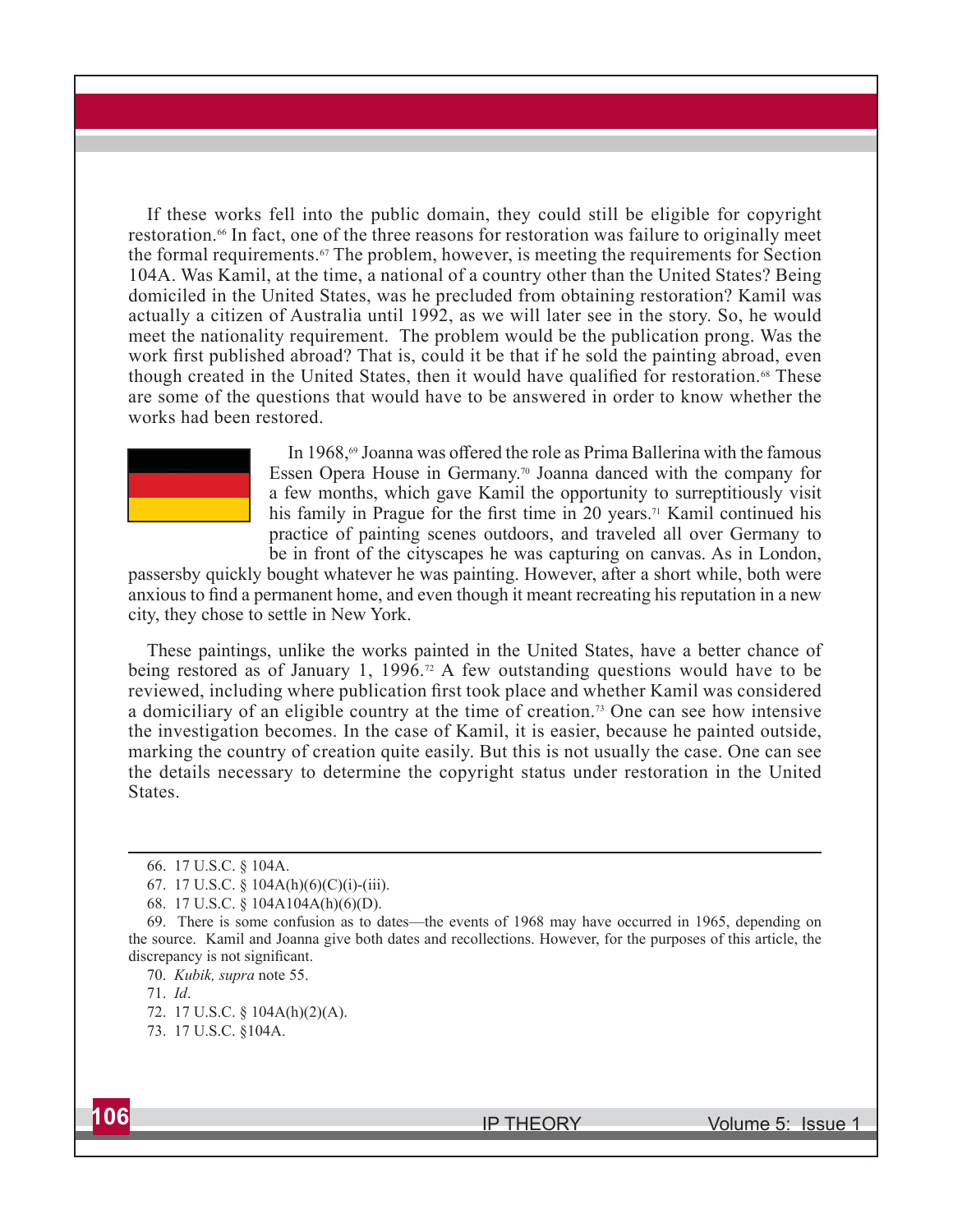If these works fell into the public domain, they could still be eligible for copyright restoration.[66] In fact, one of the three reasons for restoration was failure to originally meet the formal requirements.[67] The problem, however, is meeting the requirements for Section 104A. Was Kamil, at the time, a national of a country other than the United States? Being domiciled in the United States, was he precluded from obtaining restoration? Kamil was actually a citizen of Australia until 1992, as we will later see in the story. So, he would meet the nationality requirement. The problem would be the publication prong. Was the work first published abroad? That is, could it be that if he sold the painting abroad, even though created in the United States, then it would have qualified for restoration.[68] These are some of the questions that would have to be answered in order to know whether the works had been restored.

In 1968,[69] Joanna was offered the role as Prima Ballerina with the famous Essen Opera House in Germany.[70] Joanna danced with the company for a few months, which gave Kamil the opportunity to surreptitiously visit his family in Prague for the first time in 20 years.[71] Kamil continued his practice of painting scenes outdoors, and traveled all over Germany to be in front of the cityscapes he was capturing on canvas. As in London, passersby quickly bought whatever he was painting. However, after a short while, both were anxious to find a permanent home, and even though it meant recreating his reputation in a new city, they chose to settle in New York.

These paintings, unlike the works painted in the United States, have a better chance of being restored as of January 1, 1996.[72] A few outstanding questions would have to be reviewed, including where publication first took place and whether Kamil was considered a domiciliary of an eligible country at the time of creation.[73] One can see how intensive the investigation becomes. In the case of Kamil, it is easier, because he painted outside, marking the country of creation quite easily. But this is not usually the case. One can see the details necessary to determine the copyright status under restoration in the United States.

---

66. 17 U.S.C. § 104A.

67. 17 U.S.C. § 104A(h)(6)(C)(i)-(iii).

68. 17 U.S.C. § 104A104A(h)(6)(D).

69. There is some confusion as to dates—the events of 1968 may have occurred in 1965, depending on the source. Kamil and Joanna give both dates and recollections. However, for the purposes of this article, the discrepancy is not significant.

70. *Kubik, supra* note 55.

71. *Id*.

72. 17 U.S.C. § 104A(h)(2)(A).

73. 17 U.S.C. §104A.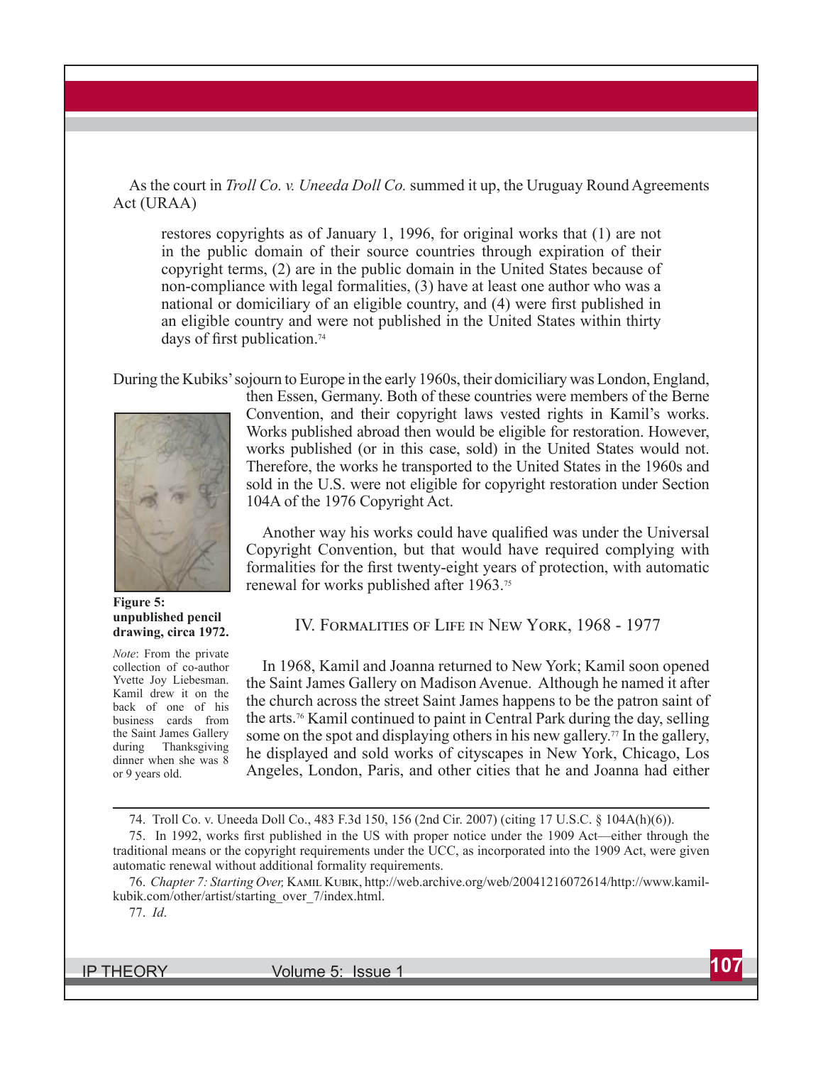As the court in *Troll Co. v. Uneeda Doll Co.* summed it up, the Uruguay Round Agreements Act (URAA)

> restores copyrights as of January 1, 1996, for original works that (1) are not in the public domain of their source countries through expiration of their copyright terms, (2) are in the public domain in the United States because of non-compliance with legal formalities, (3) have at least one author who was a national or domiciliary of an eligible country, and (4) were first published in an eligible country and were not published in the United States within thirty days of first publication.[74]

During the Kubiks' sojourn to Europe in the early 1960s, their domiciliary was London, England, then Essen, Germany. Both of these countries were members of the Berne Convention, and their copyright laws vested rights in Kamil's works. Works published abroad then would be eligible for restoration. However, works published (or in this case, sold) in the United States would not. Therefore, the works he transported to the United States in the 1960s and sold in the U.S. were not eligible for copyright restoration under Section 104A of the 1976 Copyright Act.

**Figure 5: unpublished pencil drawing, circa 1972.**

*Note*: From the private collection of co-author Yvette Joy Liebesman. Kamil drew it on the back of one of his business cards from the Saint James Gallery during Thanksgiving dinner when she was 8 or 9 years old.

Another way his works could have qualified was under the Universal Copyright Convention, but that would have required complying with formalities for the first twenty-eight years of protection, with automatic renewal for works published after 1963.[75]

## IV. Formalities of Life in New York, 1968 - 1977

In 1968, Kamil and Joanna returned to New York; Kamil soon opened the Saint James Gallery on Madison Avenue. Although he named it after the church across the street Saint James happens to be the patron saint of the arts.[76] Kamil continued to paint in Central Park during the day, selling some on the spot and displaying others in his new gallery.[77] In the gallery, he displayed and sold works of cityscapes in New York, Chicago, Los Angeles, London, Paris, and other cities that he and Joanna had either

---

74. Troll Co. v. Uneeda Doll Co., 483 F.3d 150, 156 (2nd Cir. 2007) (citing 17 U.S.C. § 104A(h)(6)).

75. In 1992, works first published in the US with proper notice under the 1909 Act—either through the traditional means or the copyright requirements under the UCC, as incorporated into the 1909 Act, were given automatic renewal without additional formality requirements.

76. *Chapter 7: Starting Over,* Kamil Kubik, http://web.archive.org/web/20041216072614/http://www.kamil-kubik.com/other/artist/starting_over_7/index.html.

77. *Id*.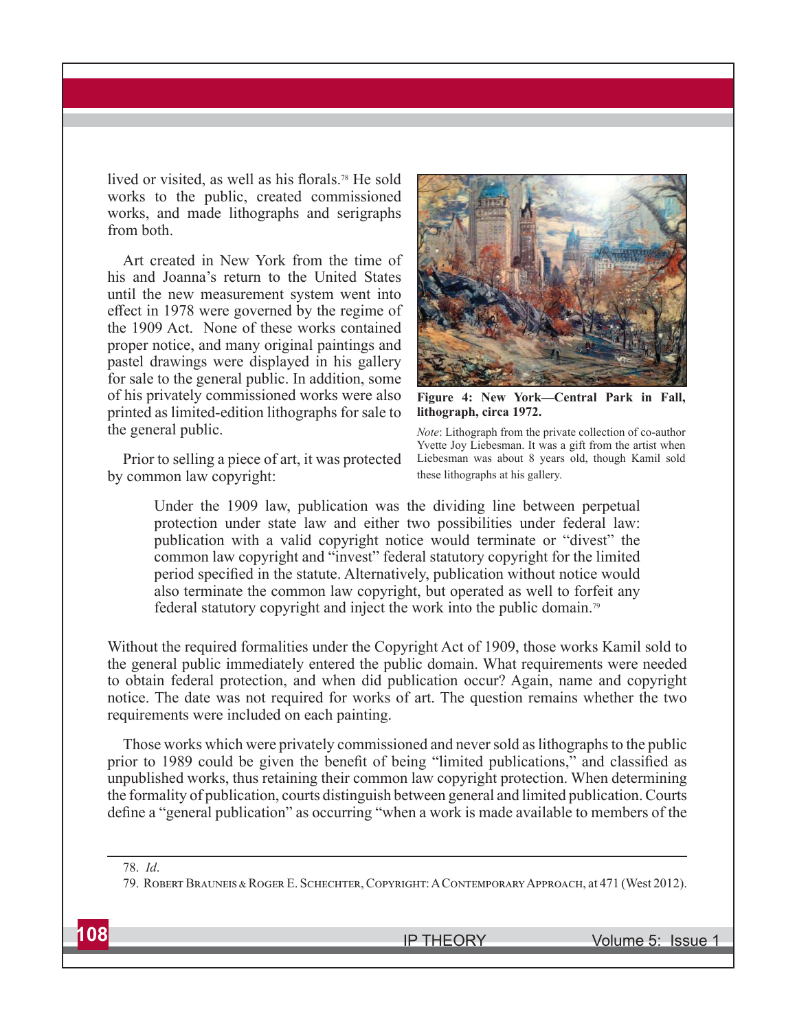lived or visited, as well as his florals.[78] He sold works to the public, created commissioned works, and made lithographs and serigraphs from both.

Art created in New York from the time of his and Joanna's return to the United States until the new measurement system went into effect in 1978 were governed by the regime of the 1909 Act. None of these works contained proper notice, and many original paintings and pastel drawings were displayed in his gallery for sale to the general public. In addition, some of his privately commissioned works were also printed as limited-edition lithographs for sale to the general public.

**Figure 4: New York—Central Park in Fall, lithograph, circa 1972.**

*Note*: Lithograph from the private collection of co-author Yvette Joy Liebesman. It was a gift from the artist when Liebesman was about 8 years old, though Kamil sold these lithographs at his gallery.

Prior to selling a piece of art, it was protected by common law copyright:

> Under the 1909 law, publication was the dividing line between perpetual protection under state law and either two possibilities under federal law: publication with a valid copyright notice would terminate or "divest" the common law copyright and "invest" federal statutory copyright for the limited period specified in the statute. Alternatively, publication without notice would also terminate the common law copyright, but operated as well to forfeit any federal statutory copyright and inject the work into the public domain.[79]

Without the required formalities under the Copyright Act of 1909, those works Kamil sold to the general public immediately entered the public domain. What requirements were needed to obtain federal protection, and when did publication occur? Again, name and copyright notice. The date was not required for works of art. The question remains whether the two requirements were included on each painting.

Those works which were privately commissioned and never sold as lithographs to the public prior to 1989 could be given the benefit of being "limited publications," and classified as unpublished works, thus retaining their common law copyright protection. When determining the formality of publication, courts distinguish between general and limited publication. Courts define a "general publication" as occurring "when a work is made available to members of the

---

78. *Id*.

79. Robert Brauneis & Roger E. Schechter, Copyright: A Contemporary Approach, at 471 (West 2012).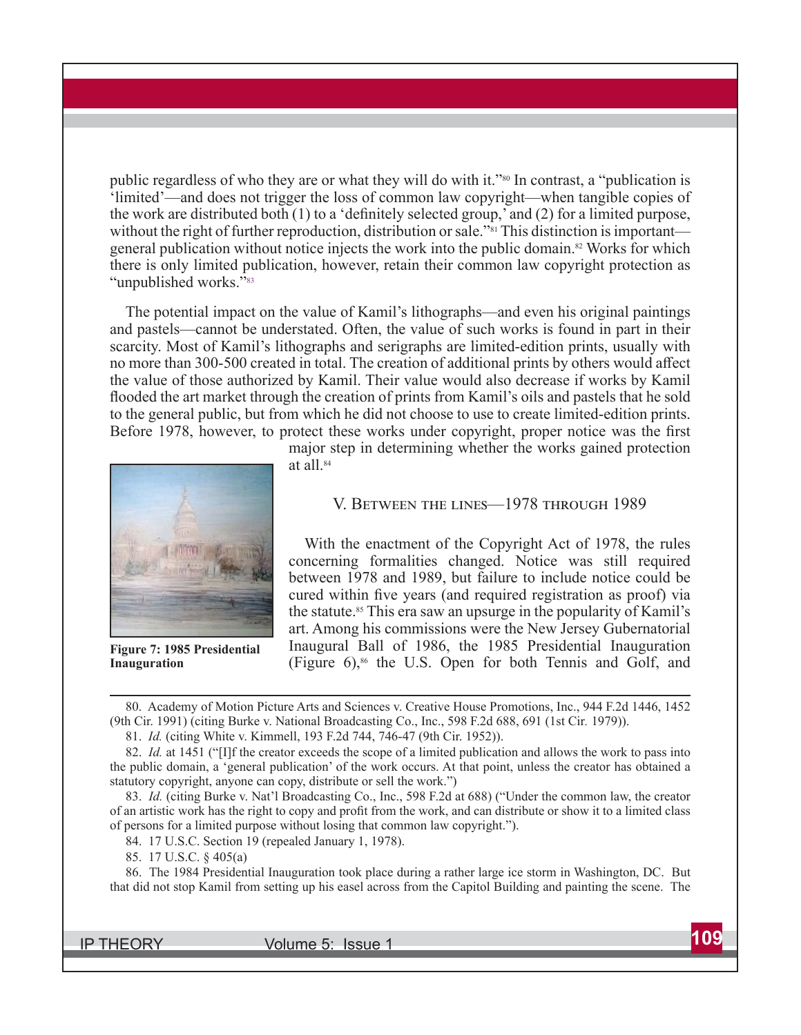public regardless of who they are or what they will do with it."[80] In contrast, a "publication is 'limited'—and does not trigger the loss of common law copyright—when tangible copies of the work are distributed both (1) to a 'definitely selected group,' and (2) for a limited purpose, without the right of further reproduction, distribution or sale."[81] This distinction is important—general publication without notice injects the work into the public domain.[82] Works for which there is only limited publication, however, retain their common law copyright protection as "unpublished works."[83]

The potential impact on the value of Kamil's lithographs—and even his original paintings and pastels—cannot be understated. Often, the value of such works is found in part in their scarcity. Most of Kamil's lithographs and serigraphs are limited-edition prints, usually with no more than 300-500 created in total. The creation of additional prints by others would affect the value of those authorized by Kamil. Their value would also decrease if works by Kamil flooded the art market through the creation of prints from Kamil's oils and pastels that he sold to the general public, but from which he did not choose to use to create limited-edition prints. Before 1978, however, to protect these works under copyright, proper notice was the first major step in determining whether the works gained protection at all.[84]

**Figure 7: 1985 Presidential Inauguration**

## V. Between the lines—1978 through 1989

With the enactment of the Copyright Act of 1978, the rules concerning formalities changed. Notice was still required between 1978 and 1989, but failure to include notice could be cured within five years (and required registration as proof) via the statute.[85] This era saw an upsurge in the popularity of Kamil's art. Among his commissions were the New Jersey Gubernatorial Inaugural Ball of 1986, the 1985 Presidential Inauguration (Figure 6),[86] the U.S. Open for both Tennis and Golf, and

---

80. Academy of Motion Picture Arts and Sciences v. Creative House Promotions, Inc., 944 F.2d 1446, 1452 (9th Cir. 1991) (citing Burke v. National Broadcasting Co., Inc., 598 F.2d 688, 691 (1st Cir. 1979)).

81. *Id.* (citing White v. Kimmell, 193 F.2d 744, 746-47 (9th Cir. 1952)).

82. *Id.* at 1451 ("[I]f the creator exceeds the scope of a limited publication and allows the work to pass into the public domain, a 'general publication' of the work occurs. At that point, unless the creator has obtained a statutory copyright, anyone can copy, distribute or sell the work.")

83. *Id.* (citing Burke v. Nat'l Broadcasting Co., Inc., 598 F.2d at 688) ("Under the common law, the creator of an artistic work has the right to copy and profit from the work, and can distribute or show it to a limited class of persons for a limited purpose without losing that common law copyright.").

84. 17 U.S.C. Section 19 (repealed January 1, 1978).

85. 17 U.S.C. § 405(a)

86. The 1984 Presidential Inauguration took place during a rather large ice storm in Washington, DC. But that did not stop Kamil from setting up his easel across from the Capitol Building and painting the scene. The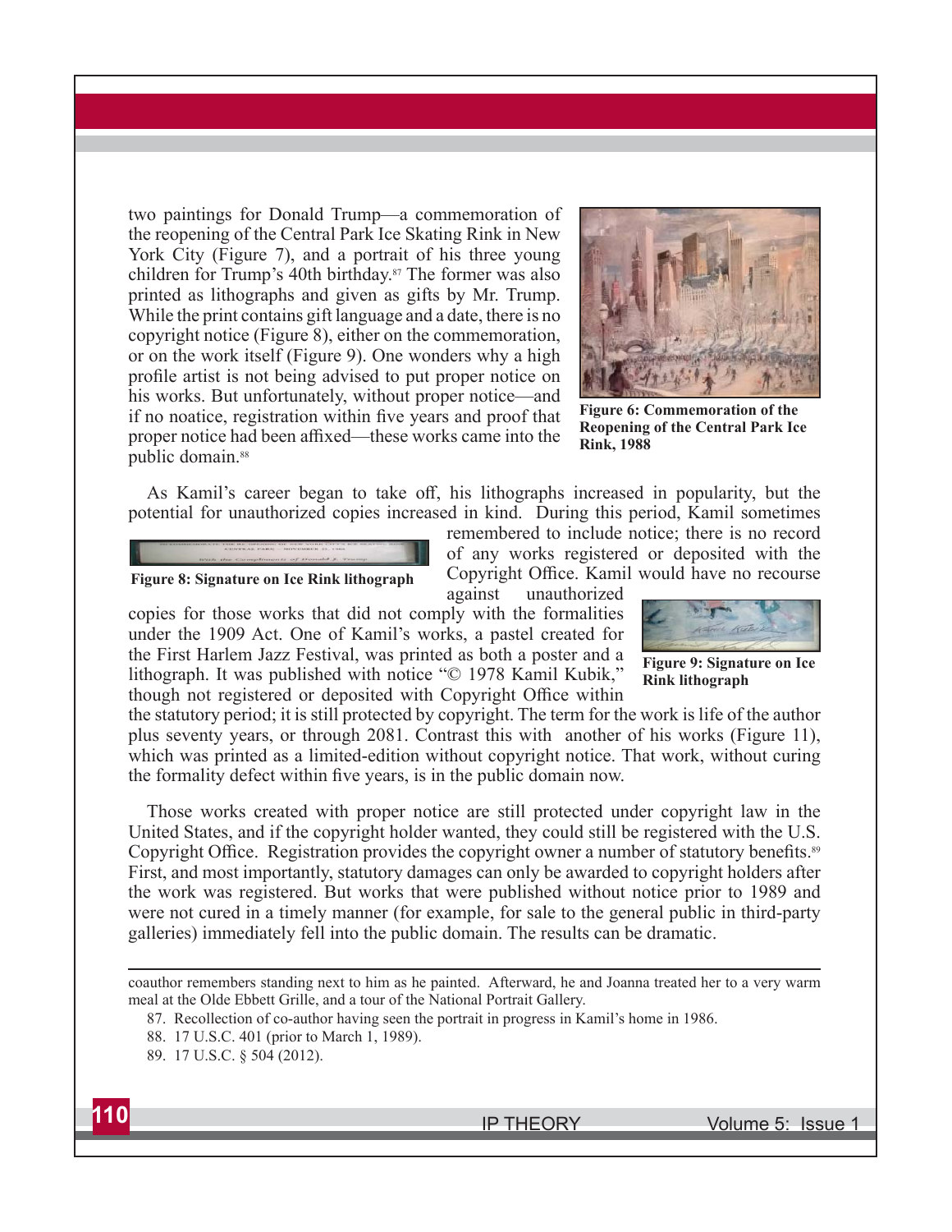two paintings for Donald Trump—a commemoration of the reopening of the Central Park Ice Skating Rink in New York City (Figure 7), and a portrait of his three young children for Trump's 40th birthday.[87] The former was also printed as lithographs and given as gifts by Mr. Trump. While the print contains gift language and a date, there is no copyright notice (Figure 8), either on the commemoration, or on the work itself (Figure 9). One wonders why a high profile artist is not being advised to put proper notice on his works. But unfortunately, without proper notice—and if no noatice, registration within five years and proof that proper notice had been affixed—these works came into the public domain.[88]

Figure 6: Commemoration of the Reopening of the Central Park Ice Rink, 1988

As Kamil's career began to take off, his lithographs increased in popularity, but the potential for unauthorized copies increased in kind. During this period, Kamil sometimes remembered to include notice; there is no record of any works registered or deposited with the Copyright Office. Kamil would have no recourse against unauthorized copies for those works that did not comply with the formalities under the 1909 Act. One of Kamil's works, a pastel created for the First Harlem Jazz Festival, was printed as both a poster and a lithograph. It was published with notice "© 1978 Kamil Kubik," though not registered or deposited with Copyright Office within the statutory period; it is still protected by copyright. The term for the work is life of the author plus seventy years, or through 2081. Contrast this with another of his works (Figure 11), which was printed as a limited-edition without copyright notice. That work, without curing the formality defect within five years, is in the public domain now.

Figure 8: Signature on Ice Rink lithograph

Figure 9: Signature on Ice Rink lithograph

Those works created with proper notice are still protected under copyright law in the United States, and if the copyright holder wanted, they could still be registered with the U.S. Copyright Office. Registration provides the copyright owner a number of statutory benefits.[89] First, and most importantly, statutory damages can only be awarded to copyright holders after the work was registered. But works that were published without notice prior to 1989 and were not cured in a timely manner (for example, for sale to the general public in third-party galleries) immediately fell into the public domain. The results can be dramatic.

---

coauthor remembers standing next to him as he painted. Afterward, he and Joanna treated her to a very warm meal at the Olde Ebbett Grille, and a tour of the National Portrait Gallery.

87. Recollection of co-author having seen the portrait in progress in Kamil's home in 1986.

88. 17 U.S.C. 401 (prior to March 1, 1989).

89. 17 U.S.C. § 504 (2012).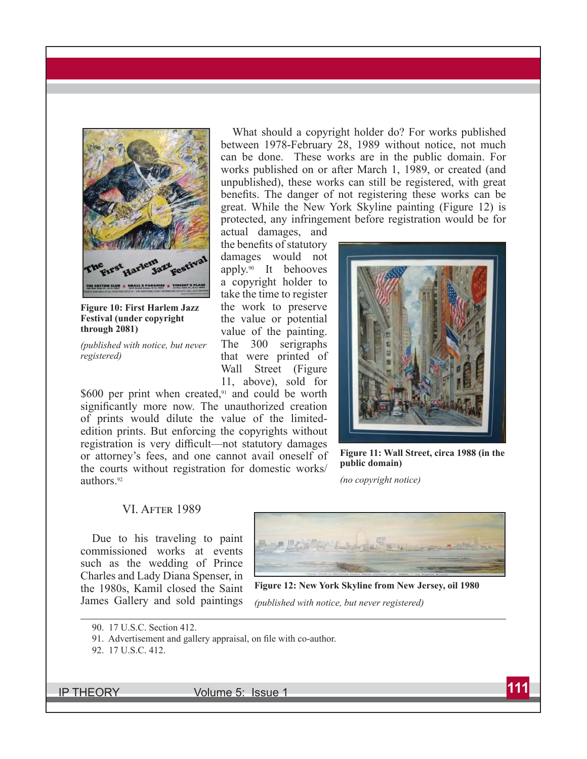What should a copyright holder do? For works published between 1978-February 28, 1989 without notice, not much can be done. These works are in the public domain. For works published on or after March 1, 1989, or created (and unpublished), these works can still be registered, with great benefits. The danger of not registering these works can be great. While the New York Skyline painting (Figure 12) is protected, any infringement before registration would be for actual damages, and the benefits of statutory damages would not apply.[90] It behooves a copyright holder to take the time to register the work to preserve the value or potential value of the painting. The 300 serigraphs that were printed of Wall Street (Figure 11, above), sold for $600 per print when created,[91] and could be worth significantly more now. The unauthorized creation of prints would dilute the value of the limited-edition prints. But enforcing the copyrights without registration is very difficult—not statutory damages or attorney's fees, and one cannot avail oneself of the courts without registration for domestic works/authors.[92]

**Figure 10: First Harlem Jazz Festival (under copyright through 2081)**

*(published with notice, but never registered)*

**Figure 11: Wall Street, circa 1988 (in the public domain)**

*(no copyright notice)*

## VI. After 1989

Due to his traveling to paint commissioned works at events such as the wedding of Prince Charles and Lady Diana Spenser, in the 1980s, Kamil closed the Saint James Gallery and sold paintings

**Figure 12: New York Skyline from New Jersey, oil 1980**

*(published with notice, but never registered)*

---

90. 17 U.S.C. Section 412.
91. Advertisement and gallery appraisal, on file with co-author.
92. 17 U.S.C. 412.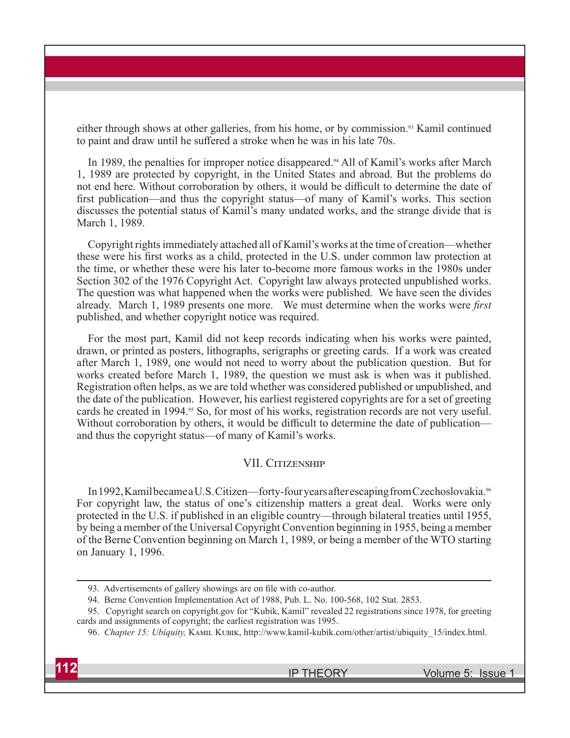either through shows at other galleries, from his home, or by commission.[93] Kamil continued to paint and draw until he suffered a stroke when he was in his late 70s.

In 1989, the penalties for improper notice disappeared.[94] All of Kamil's works after March 1, 1989 are protected by copyright, in the United States and abroad. But the problems do not end here. Without corroboration by others, it would be difficult to determine the date of first publication—and thus the copyright status—of many of Kamil's works. This section discusses the potential status of Kamil's many undated works, and the strange divide that is March 1, 1989.

Copyright rights immediately attached all of Kamil's works at the time of creation—whether these were his first works as a child, protected in the U.S. under common law protection at the time, or whether these were his later to-become more famous works in the 1980s under Section 302 of the 1976 Copyright Act. Copyright law always protected unpublished works. The question was what happened when the works were published. We have seen the divides already. March 1, 1989 presents one more. We must determine when the works were *first* published, and whether copyright notice was required.

For the most part, Kamil did not keep records indicating when his works were painted, drawn, or printed as posters, lithographs, serigraphs or greeting cards. If a work was created after March 1, 1989, one would not need to worry about the publication question. But for works created before March 1, 1989, the question we must ask is when was it published. Registration often helps, as we are told whether was considered published or unpublished, and the date of the publication. However, his earliest registered copyrights are for a set of greeting cards he created in 1994.[95] So, for most of his works, registration records are not very useful. Without corroboration by others, it would be difficult to determine the date of publication—and thus the copyright status—of many of Kamil's works.

## VII. Citizenship

In 1992, Kamil became a U.S. Citizen—forty-four years after escaping from Czechoslovakia.[96] For copyright law, the status of one's citizenship matters a great deal. Works were only protected in the U.S. if published in an eligible country—through bilateral treaties until 1955, by being a member of the Universal Copyright Convention beginning in 1955, being a member of the Berne Convention beginning on March 1, 1989, or being a member of the WTO starting on January 1, 1996.

---

93. Advertisements of gallery showings are on file with co-author.

94. Berne Convention Implementation Act of 1988, Pub. L. No. 100-568, 102 Stat. 2853.

95. Copyright search on copyright.gov for "Kubik, Kamil" revealed 22 registrations since 1978, for greeting cards and assignments of copyright; the earliest registration was 1995.

96. *Chapter 15: Ubiquity,* Kamil Kubik, http://www.kamil-kubik.com/other/artist/ubiquity_15/index.html.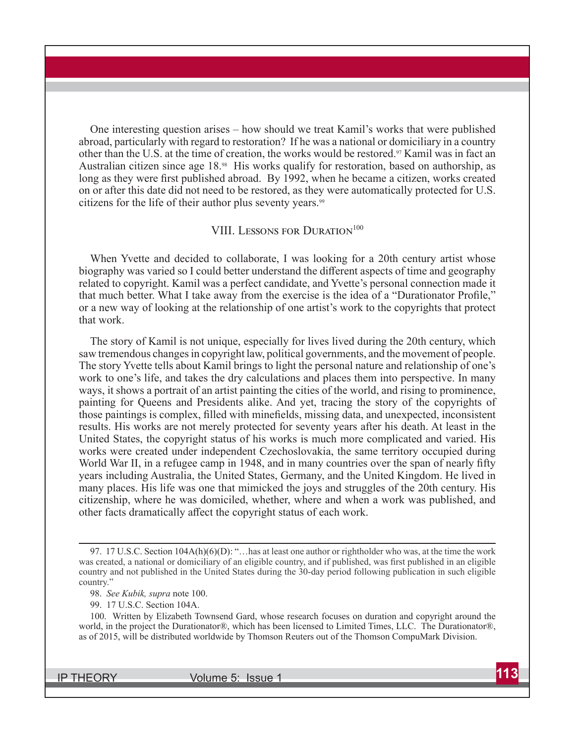One interesting question arises – how should we treat Kamil's works that were published abroad, particularly with regard to restoration? If he was a national or domiciliary in a country other than the U.S. at the time of creation, the works would be restored.[97] Kamil was in fact an Australian citizen since age 18.[98] His works qualify for restoration, based on authorship, as long as they were first published abroad. By 1992, when he became a citizen, works created on or after this date did not need to be restored, as they were automatically protected for U.S. citizens for the life of their author plus seventy years.[99]

## VIII. Lessons for Duration[100]

When Yvette and decided to collaborate, I was looking for a 20th century artist whose biography was varied so I could better understand the different aspects of time and geography related to copyright. Kamil was a perfect candidate, and Yvette's personal connection made it that much better. What I take away from the exercise is the idea of a "Durationator Profile," or a new way of looking at the relationship of one artist's work to the copyrights that protect that work.

The story of Kamil is not unique, especially for lives lived during the 20th century, which saw tremendous changes in copyright law, political governments, and the movement of people. The story Yvette tells about Kamil brings to light the personal nature and relationship of one's work to one's life, and takes the dry calculations and places them into perspective. In many ways, it shows a portrait of an artist painting the cities of the world, and rising to prominence, painting for Queens and Presidents alike. And yet, tracing the story of the copyrights of those paintings is complex, filled with minefields, missing data, and unexpected, inconsistent results. His works are not merely protected for seventy years after his death. At least in the United States, the copyright status of his works is much more complicated and varied. His works were created under independent Czechoslovakia, the same territory occupied during World War II, in a refugee camp in 1948, and in many countries over the span of nearly fifty years including Australia, the United States, Germany, and the United Kingdom. He lived in many places. His life was one that mimicked the joys and struggles of the 20th century. His citizenship, where he was domiciled, whether, where and when a work was published, and other facts dramatically affect the copyright status of each work.

---

97. 17 U.S.C. Section 104A(h)(6)(D): "…has at least one author or rightholder who was, at the time the work was created, a national or domiciliary of an eligible country, and if published, was first published in an eligible country and not published in the United States during the 30-day period following publication in such eligible country."

98. *See Kubik, supra* note 100.

99. 17 U.S.C. Section 104A.

100. Written by Elizabeth Townsend Gard, whose research focuses on duration and copyright around the world, in the project the Durationator®, which has been licensed to Limited Times, LLC. The Durationator®, as of 2015, will be distributed worldwide by Thomson Reuters out of the Thomson CompuMark Division.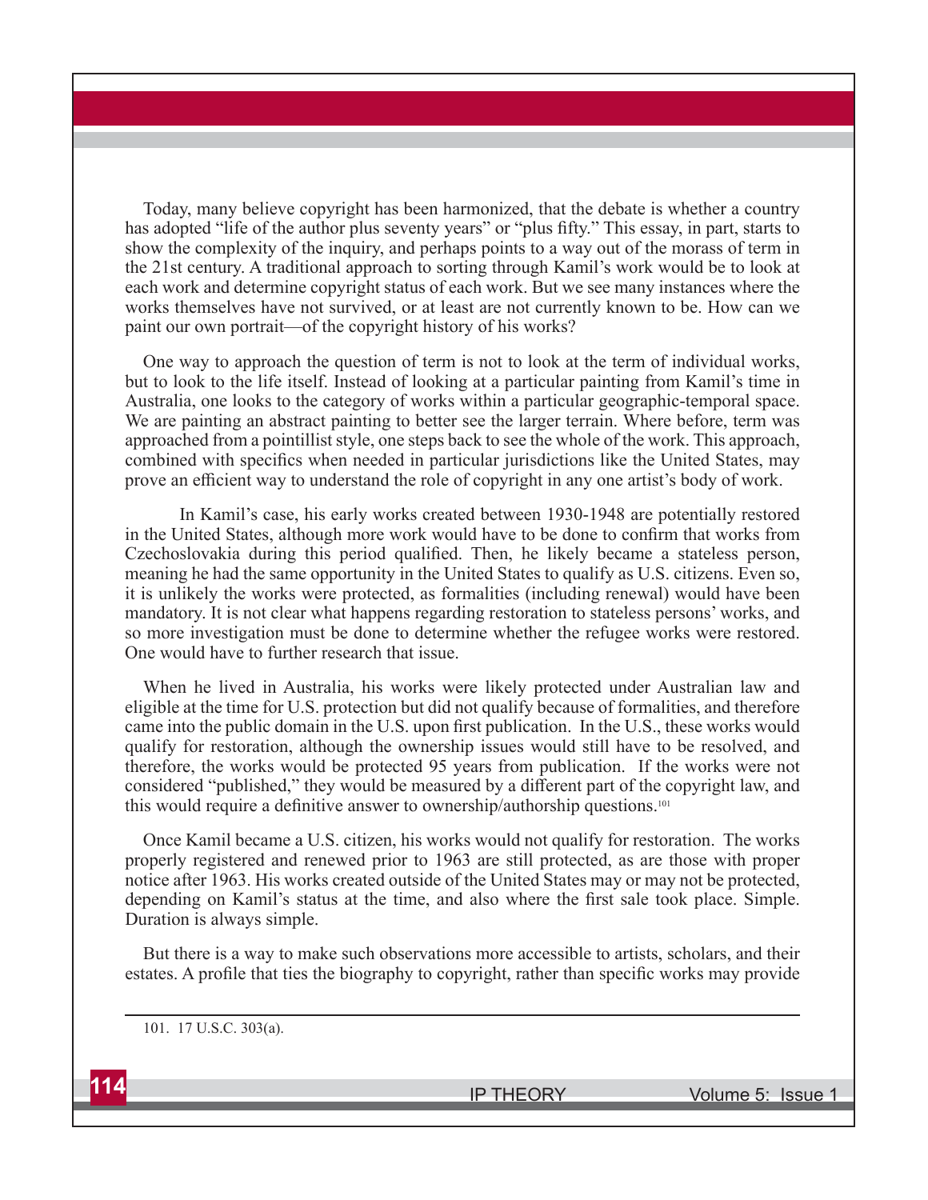Today, many believe copyright has been harmonized, that the debate is whether a country has adopted "life of the author plus seventy years" or "plus fifty." This essay, in part, starts to show the complexity of the inquiry, and perhaps points to a way out of the morass of term in the 21st century. A traditional approach to sorting through Kamil's work would be to look at each work and determine copyright status of each work. But we see many instances where the works themselves have not survived, or at least are not currently known to be. How can we paint our own portrait—of the copyright history of his works?

One way to approach the question of term is not to look at the term of individual works, but to look to the life itself. Instead of looking at a particular painting from Kamil's time in Australia, one looks to the category of works within a particular geographic-temporal space. We are painting an abstract painting to better see the larger terrain. Where before, term was approached from a pointillist style, one steps back to see the whole of the work. This approach, combined with specifics when needed in particular jurisdictions like the United States, may prove an efficient way to understand the role of copyright in any one artist's body of work.

In Kamil's case, his early works created between 1930-1948 are potentially restored in the United States, although more work would have to be done to confirm that works from Czechoslovakia during this period qualified. Then, he likely became a stateless person, meaning he had the same opportunity in the United States to qualify as U.S. citizens. Even so, it is unlikely the works were protected, as formalities (including renewal) would have been mandatory. It is not clear what happens regarding restoration to stateless persons' works, and so more investigation must be done to determine whether the refugee works were restored. One would have to further research that issue.

When he lived in Australia, his works were likely protected under Australian law and eligible at the time for U.S. protection but did not qualify because of formalities, and therefore came into the public domain in the U.S. upon first publication. In the U.S., these works would qualify for restoration, although the ownership issues would still have to be resolved, and therefore, the works would be protected 95 years from publication. If the works were not considered "published," they would be measured by a different part of the copyright law, and this would require a definitive answer to ownership/authorship questions.[101]

Once Kamil became a U.S. citizen, his works would not qualify for restoration. The works properly registered and renewed prior to 1963 are still protected, as are those with proper notice after 1963. His works created outside of the United States may or may not be protected, depending on Kamil's status at the time, and also where the first sale took place. Simple. Duration is always simple.

But there is a way to make such observations more accessible to artists, scholars, and their estates. A profile that ties the biography to copyright, rather than specific works may provide

---

101. 17 U.S.C. 303(a).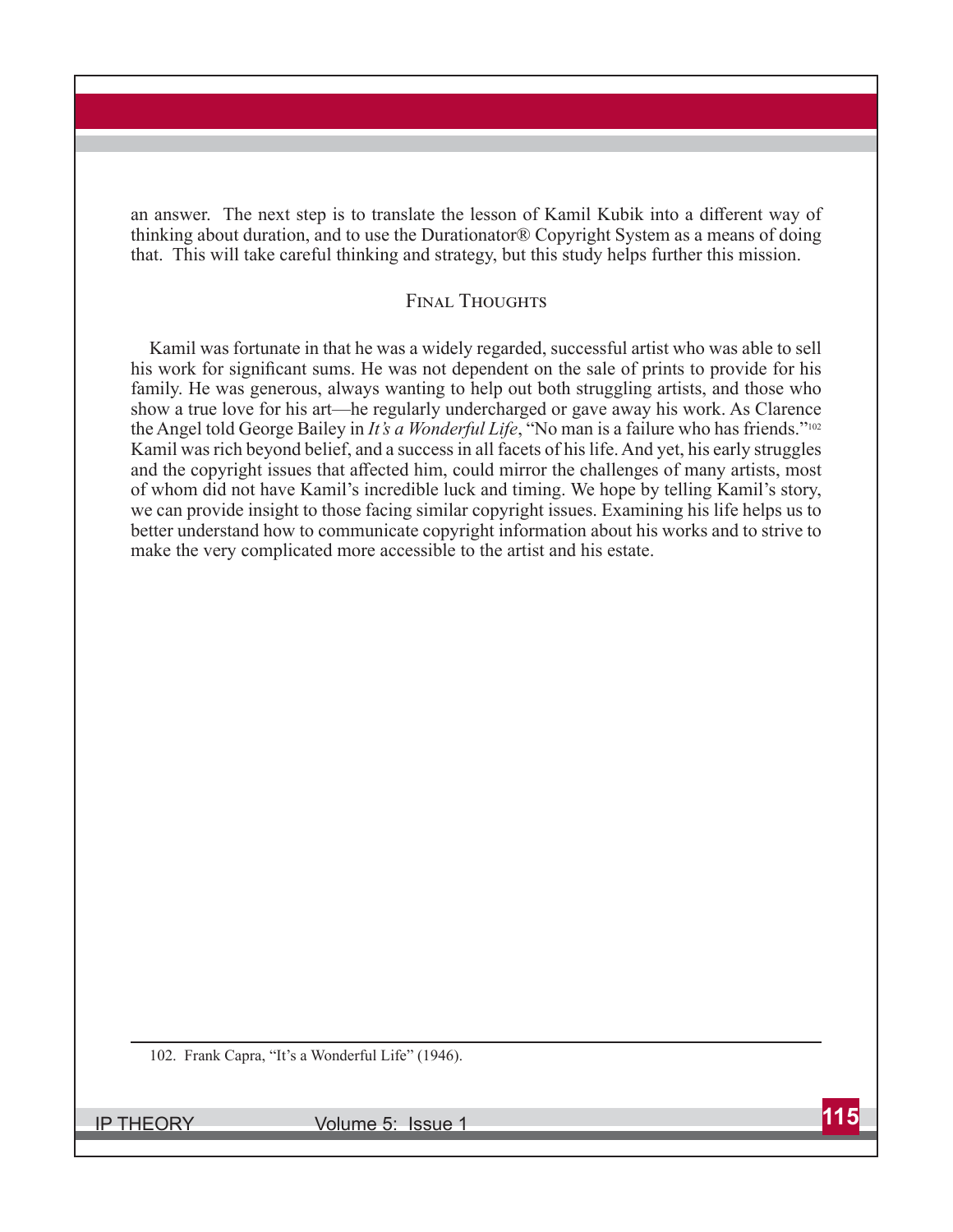an answer. The next step is to translate the lesson of Kamil Kubik into a different way of thinking about duration, and to use the Durationator® Copyright System as a means of doing that. This will take careful thinking and strategy, but this study helps further this mission.

## Final Thoughts

Kamil was fortunate in that he was a widely regarded, successful artist who was able to sell his work for significant sums. He was not dependent on the sale of prints to provide for his family. He was generous, always wanting to help out both struggling artists, and those who show a true love for his art—he regularly undercharged or gave away his work. As Clarence the Angel told George Bailey in *It's a Wonderful Life*, "No man is a failure who has friends."[102] Kamil was rich beyond belief, and a success in all facets of his life. And yet, his early struggles and the copyright issues that affected him, could mirror the challenges of many artists, most of whom did not have Kamil's incredible luck and timing. We hope by telling Kamil's story, we can provide insight to those facing similar copyright issues. Examining his life helps us to better understand how to communicate copyright information about his works and to strive to make the very complicated more accessible to the artist and his estate.

---

102. Frank Capra, "It's a Wonderful Life" (1946).